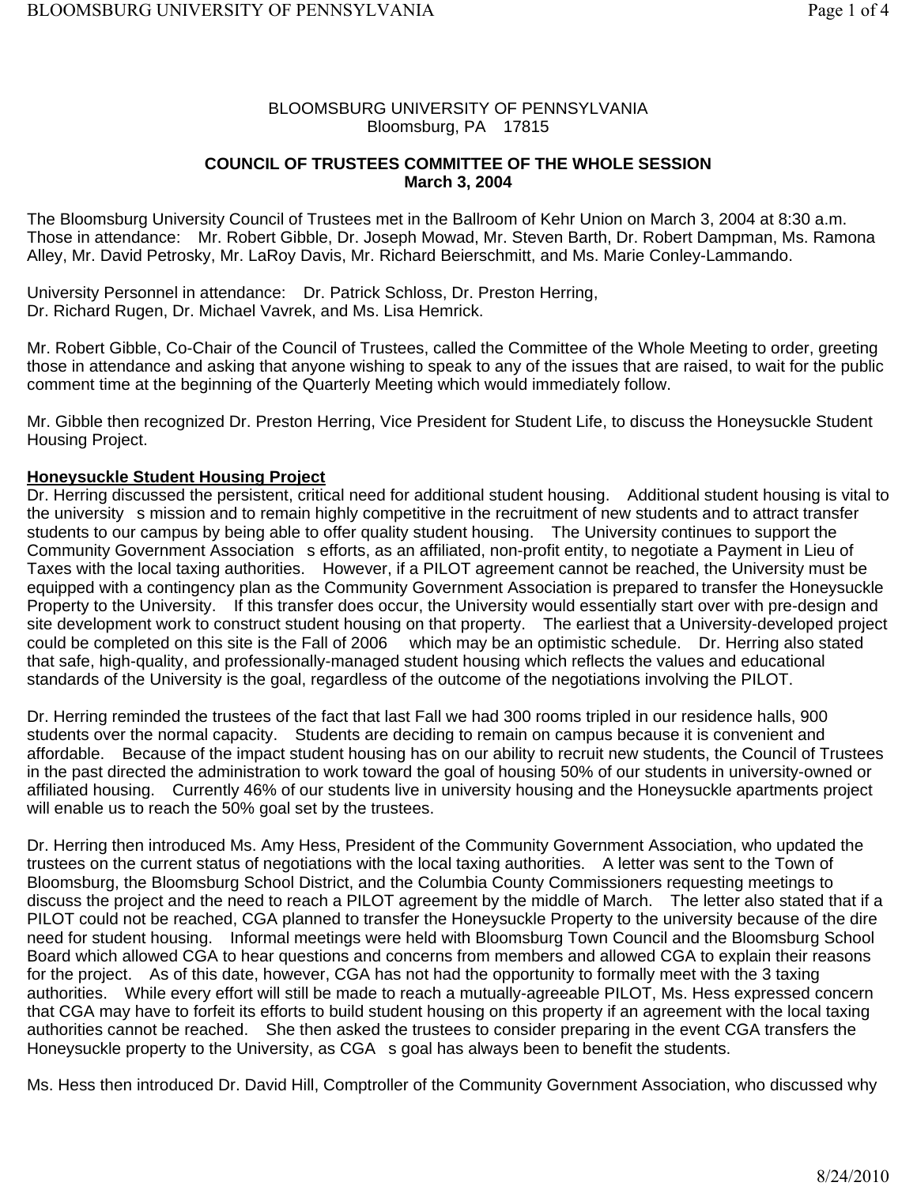BLOOMSBURG UNIVERSITY OF PENNSYLVANIA
Bloomsburg, PA 17815

**COUNCIL OF TRUSTEES COMMITTEE OF THE WHOLE SESSION**
**March 3, 2004**

The Bloomsburg University Council of Trustees met in the Ballroom of Kehr Union on March 3, 2004 at 8:30 a.m. Those in attendance: Mr. Robert Gibble, Dr. Joseph Mowad, Mr. Steven Barth, Dr. Robert Dampman, Ms. Ramona Alley, Mr. David Petrosky, Mr. LaRoy Davis, Mr. Richard Beierschmitt, and Ms. Marie Conley-Lammando.

University Personnel in attendance: Dr. Patrick Schloss, Dr. Preston Herring, Dr. Richard Rugen, Dr. Michael Vavrek, and Ms. Lisa Hemrick.

Mr. Robert Gibble, Co-Chair of the Council of Trustees, called the Committee of the Whole Meeting to order, greeting those in attendance and asking that anyone wishing to speak to any of the issues that are raised, to wait for the public comment time at the beginning of the Quarterly Meeting which would immediately follow.

Mr. Gibble then recognized Dr. Preston Herring, Vice President for Student Life, to discuss the Honeysuckle Student Housing Project.

**Honeysuckle Student Housing Project**

Dr. Herring discussed the persistent, critical need for additional student housing. Additional student housing is vital to the university s mission and to remain highly competitive in the recruitment of new students and to attract transfer students to our campus by being able to offer quality student housing. The University continues to support the Community Government Association s efforts, as an affiliated, non-profit entity, to negotiate a Payment in Lieu of Taxes with the local taxing authorities. However, if a PILOT agreement cannot be reached, the University must be equipped with a contingency plan as the Community Government Association is prepared to transfer the Honeysuckle Property to the University. If this transfer does occur, the University would essentially start over with pre-design and site development work to construct student housing on that property. The earliest that a University-developed project could be completed on this site is the Fall of 2006 which may be an optimistic schedule. Dr. Herring also stated that safe, high-quality, and professionally-managed student housing which reflects the values and educational standards of the University is the goal, regardless of the outcome of the negotiations involving the PILOT.

Dr. Herring reminded the trustees of the fact that last Fall we had 300 rooms tripled in our residence halls, 900 students over the normal capacity. Students are deciding to remain on campus because it is convenient and affordable. Because of the impact student housing has on our ability to recruit new students, the Council of Trustees in the past directed the administration to work toward the goal of housing 50% of our students in university-owned or affiliated housing. Currently 46% of our students live in university housing and the Honeysuckle apartments project will enable us to reach the 50% goal set by the trustees.

Dr. Herring then introduced Ms. Amy Hess, President of the Community Government Association, who updated the trustees on the current status of negotiations with the local taxing authorities. A letter was sent to the Town of Bloomsburg, the Bloomsburg School District, and the Columbia County Commissioners requesting meetings to discuss the project and the need to reach a PILOT agreement by the middle of March. The letter also stated that if a PILOT could not be reached, CGA planned to transfer the Honeysuckle Property to the university because of the dire need for student housing. Informal meetings were held with Bloomsburg Town Council and the Bloomsburg School Board which allowed CGA to hear questions and concerns from members and allowed CGA to explain their reasons for the project. As of this date, however, CGA has not had the opportunity to formally meet with the 3 taxing authorities. While every effort will still be made to reach a mutually-agreeable PILOT, Ms. Hess expressed concern that CGA may have to forfeit its efforts to build student housing on this property if an agreement with the local taxing authorities cannot be reached. She then asked the trustees to consider preparing in the event CGA transfers the Honeysuckle property to the University, as CGA s goal has always been to benefit the students.

Ms. Hess then introduced Dr. David Hill, Comptroller of the Community Government Association, who discussed why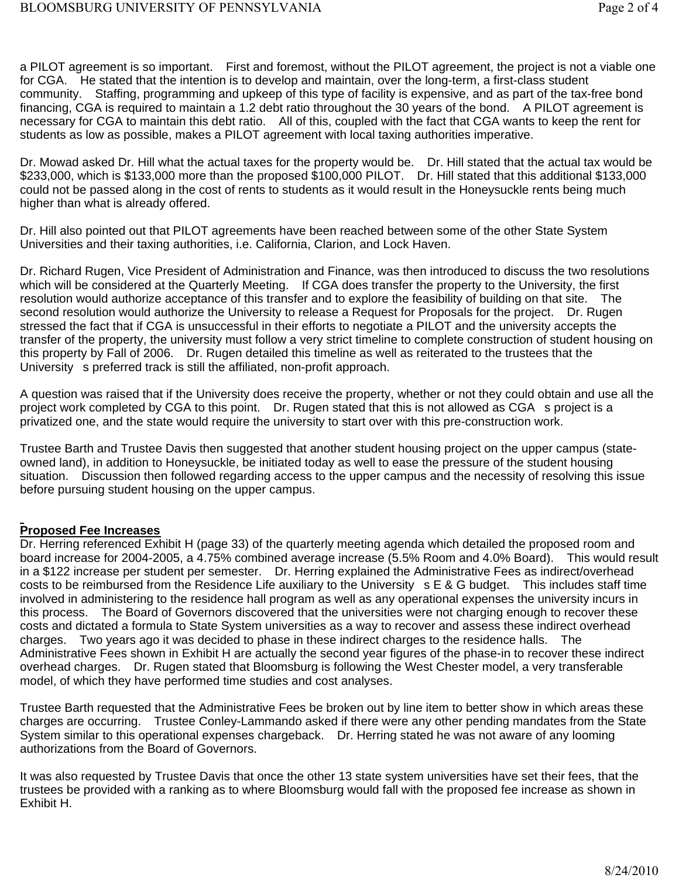a PILOT agreement is so important. First and foremost, without the PILOT agreement, the project is not a viable one for CGA. He stated that the intention is to develop and maintain, over the long-term, a first-class student community. Staffing, programming and upkeep of this type of facility is expensive, and as part of the tax-free bond financing, CGA is required to maintain a 1.2 debt ratio throughout the 30 years of the bond. A PILOT agreement is necessary for CGA to maintain this debt ratio. All of this, coupled with the fact that CGA wants to keep the rent for students as low as possible, makes a PILOT agreement with local taxing authorities imperative.

Dr. Mowad asked Dr. Hill what the actual taxes for the property would be. Dr. Hill stated that the actual tax would be $233,000, which is $133,000 more than the proposed $100,000 PILOT. Dr. Hill stated that this additional $133,000 could not be passed along in the cost of rents to students as it would result in the Honeysuckle rents being much higher than what is already offered.

Dr. Hill also pointed out that PILOT agreements have been reached between some of the other State System Universities and their taxing authorities, i.e. California, Clarion, and Lock Haven.

Dr. Richard Rugen, Vice President of Administration and Finance, was then introduced to discuss the two resolutions which will be considered at the Quarterly Meeting. If CGA does transfer the property to the University, the first resolution would authorize acceptance of this transfer and to explore the feasibility of building on that site. The second resolution would authorize the University to release a Request for Proposals for the project. Dr. Rugen stressed the fact that if CGA is unsuccessful in their efforts to negotiate a PILOT and the university accepts the transfer of the property, the university must follow a very strict timeline to complete construction of student housing on this property by Fall of 2006. Dr. Rugen detailed this timeline as well as reiterated to the trustees that the University s preferred track is still the affiliated, non-profit approach.

A question was raised that if the University does receive the property, whether or not they could obtain and use all the project work completed by CGA to this point. Dr. Rugen stated that this is not allowed as CGA s project is a privatized one, and the state would require the university to start over with this pre-construction work.

Trustee Barth and Trustee Davis then suggested that another student housing project on the upper campus (state-owned land), in addition to Honeysuckle, be initiated today as well to ease the pressure of the student housing situation. Discussion then followed regarding access to the upper campus and the necessity of resolving this issue before pursuing student housing on the upper campus.

**Proposed Fee Increases**

Dr. Herring referenced Exhibit H (page 33) of the quarterly meeting agenda which detailed the proposed room and board increase for 2004-2005, a 4.75% combined average increase (5.5% Room and 4.0% Board). This would result in a $122 increase per student per semester. Dr. Herring explained the Administrative Fees as indirect/overhead costs to be reimbursed from the Residence Life auxiliary to the University s E & G budget. This includes staff time involved in administering to the residence hall program as well as any operational expenses the university incurs in this process. The Board of Governors discovered that the universities were not charging enough to recover these costs and dictated a formula to State System universities as a way to recover and assess these indirect overhead charges. Two years ago it was decided to phase in these indirect charges to the residence halls. The Administrative Fees shown in Exhibit H are actually the second year figures of the phase-in to recover these indirect overhead charges. Dr. Rugen stated that Bloomsburg is following the West Chester model, a very transferable model, of which they have performed time studies and cost analyses.

Trustee Barth requested that the Administrative Fees be broken out by line item to better show in which areas these charges are occurring. Trustee Conley-Lammando asked if there were any other pending mandates from the State System similar to this operational expenses chargeback. Dr. Herring stated he was not aware of any looming authorizations from the Board of Governors.

It was also requested by Trustee Davis that once the other 13 state system universities have set their fees, that the trustees be provided with a ranking as to where Bloomsburg would fall with the proposed fee increase as shown in Exhibit H.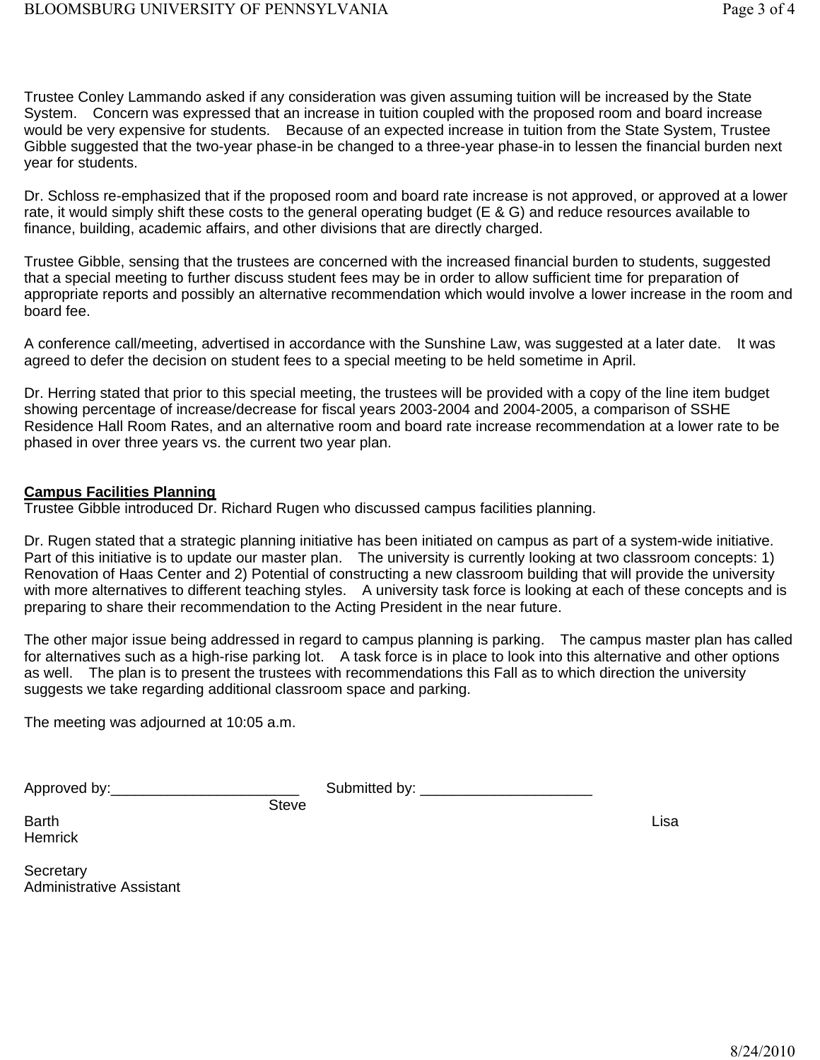Trustee Conley Lammando asked if any consideration was given assuming tuition will be increased by the State System. Concern was expressed that an increase in tuition coupled with the proposed room and board increase would be very expensive for students. Because of an expected increase in tuition from the State System, Trustee Gibble suggested that the two-year phase-in be changed to a three-year phase-in to lessen the financial burden next year for students.

Dr. Schloss re-emphasized that if the proposed room and board rate increase is not approved, or approved at a lower rate, it would simply shift these costs to the general operating budget (E & G) and reduce resources available to finance, building, academic affairs, and other divisions that are directly charged.

Trustee Gibble, sensing that the trustees are concerned with the increased financial burden to students, suggested that a special meeting to further discuss student fees may be in order to allow sufficient time for preparation of appropriate reports and possibly an alternative recommendation which would involve a lower increase in the room and board fee.

A conference call/meeting, advertised in accordance with the Sunshine Law, was suggested at a later date. It was agreed to defer the decision on student fees to a special meeting to be held sometime in April.

Dr. Herring stated that prior to this special meeting, the trustees will be provided with a copy of the line item budget showing percentage of increase/decrease for fiscal years 2003-2004 and 2004-2005, a comparison of SSHE Residence Hall Room Rates, and an alternative room and board rate increase recommendation at a lower rate to be phased in over three years vs. the current two year plan.

**Campus Facilities Planning**

Trustee Gibble introduced Dr. Richard Rugen who discussed campus facilities planning.

Dr. Rugen stated that a strategic planning initiative has been initiated on campus as part of a system-wide initiative. Part of this initiative is to update our master plan. The university is currently looking at two classroom concepts: 1) Renovation of Haas Center and 2) Potential of constructing a new classroom building that will provide the university with more alternatives to different teaching styles. A university task force is looking at each of these concepts and is preparing to share their recommendation to the Acting President in the near future.

The other major issue being addressed in regard to campus planning is parking. The campus master plan has called for alternatives such as a high-rise parking lot. A task force is in place to look into this alternative and other options as well. The plan is to present the trustees with recommendations this Fall as to which direction the university suggests we take regarding additional classroom space and parking.

The meeting was adjourned at 10:05 a.m.

Approved by:_______________________ Submitted by: _____________________

Steve Barth
Secretary

Lisa Hemrick
Administrative Assistant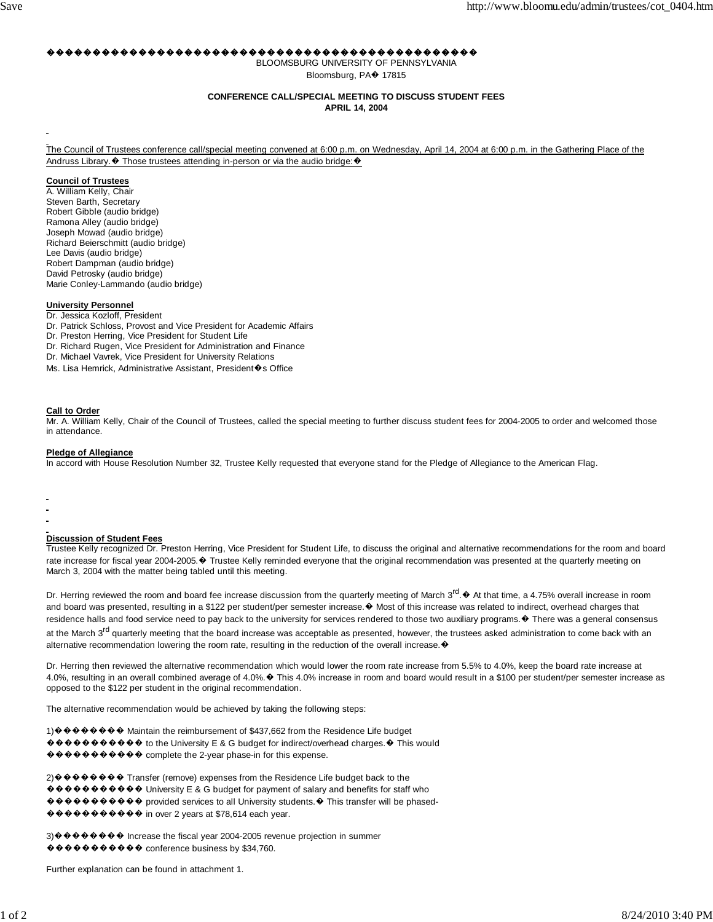BLOOMSBURG UNIVERSITY OF PENNSYLVANIA

Bloomsburg, PA 17815

**CONFERENCE CALL/SPECIAL MEETING TO DISCUSS STUDENT FEES**
**APRIL 14, 2004**

The Council of Trustees conference call/special meeting convened at 6:00 p.m. on Wednesday, April 14, 2004 at 6:00 p.m. in the Gathering Place of the Andruss Library. Those trustees attending in-person or via the audio bridge:

**Council of Trustees**

A. William Kelly, Chair
Steven Barth, Secretary
Robert Gibble (audio bridge)
Ramona Alley (audio bridge)
Joseph Mowad (audio bridge)
Richard Beierschmitt (audio bridge)
Lee Davis (audio bridge)
Robert Dampman (audio bridge)
David Petrosky (audio bridge)
Marie Conley-Lammando (audio bridge)

**University Personnel**

Dr. Jessica Kozloff, President
Dr. Patrick Schloss, Provost and Vice President for Academic Affairs
Dr. Preston Herring, Vice President for Student Life
Dr. Richard Rugen, Vice President for Administration and Finance
Dr. Michael Vavrek, Vice President for University Relations
Ms. Lisa Hemrick, Administrative Assistant, President's Office

**Call to Order**

Mr. A. William Kelly, Chair of the Council of Trustees, called the special meeting to further discuss student fees for 2004-2005 to order and welcomed those in attendance.

**Pledge of Allegiance**

In accord with House Resolution Number 32, Trustee Kelly requested that everyone stand for the Pledge of Allegiance to the American Flag.

**Discussion of Student Fees**

Trustee Kelly recognized Dr. Preston Herring, Vice President for Student Life, to discuss the original and alternative recommendations for the room and board rate increase for fiscal year 2004-2005. Trustee Kelly reminded everyone that the original recommendation was presented at the quarterly meeting on March 3, 2004 with the matter being tabled until this meeting.

Dr. Herring reviewed the room and board fee increase discussion from the quarterly meeting of March 3rd. At that time, a 4.75% overall increase in room and board was presented, resulting in a $122 per student/per semester increase. Most of this increase was related to indirect, overhead charges that residence halls and food service need to pay back to the university for services rendered to those two auxiliary programs. There was a general consensus at the March 3rd quarterly meeting that the board increase was acceptable as presented, however, the trustees asked administration to come back with an alternative recommendation lowering the room rate, resulting in the reduction of the overall increase.

Dr. Herring then reviewed the alternative recommendation which would lower the room rate increase from 5.5% to 4.0%, keep the board rate increase at 4.0%, resulting in an overall combined average of 4.0%. This 4.0% increase in room and board would result in a $100 per student/per semester increase as opposed to the $122 per student in the original recommendation.

The alternative recommendation would be achieved by taking the following steps:

1) Maintain the reimbursement of $437,662 from the Residence Life budget to the University E & G budget for indirect/overhead charges. This would complete the 2-year phase-in for this expense.

2) Transfer (remove) expenses from the Residence Life budget back to the University E & G budget for payment of salary and benefits for staff who provided services to all University students. This transfer will be phased-in over 2 years at $78,614 each year.

3) Increase the fiscal year 2004-2005 revenue projection in summer conference business by $34,760.

Further explanation can be found in attachment 1.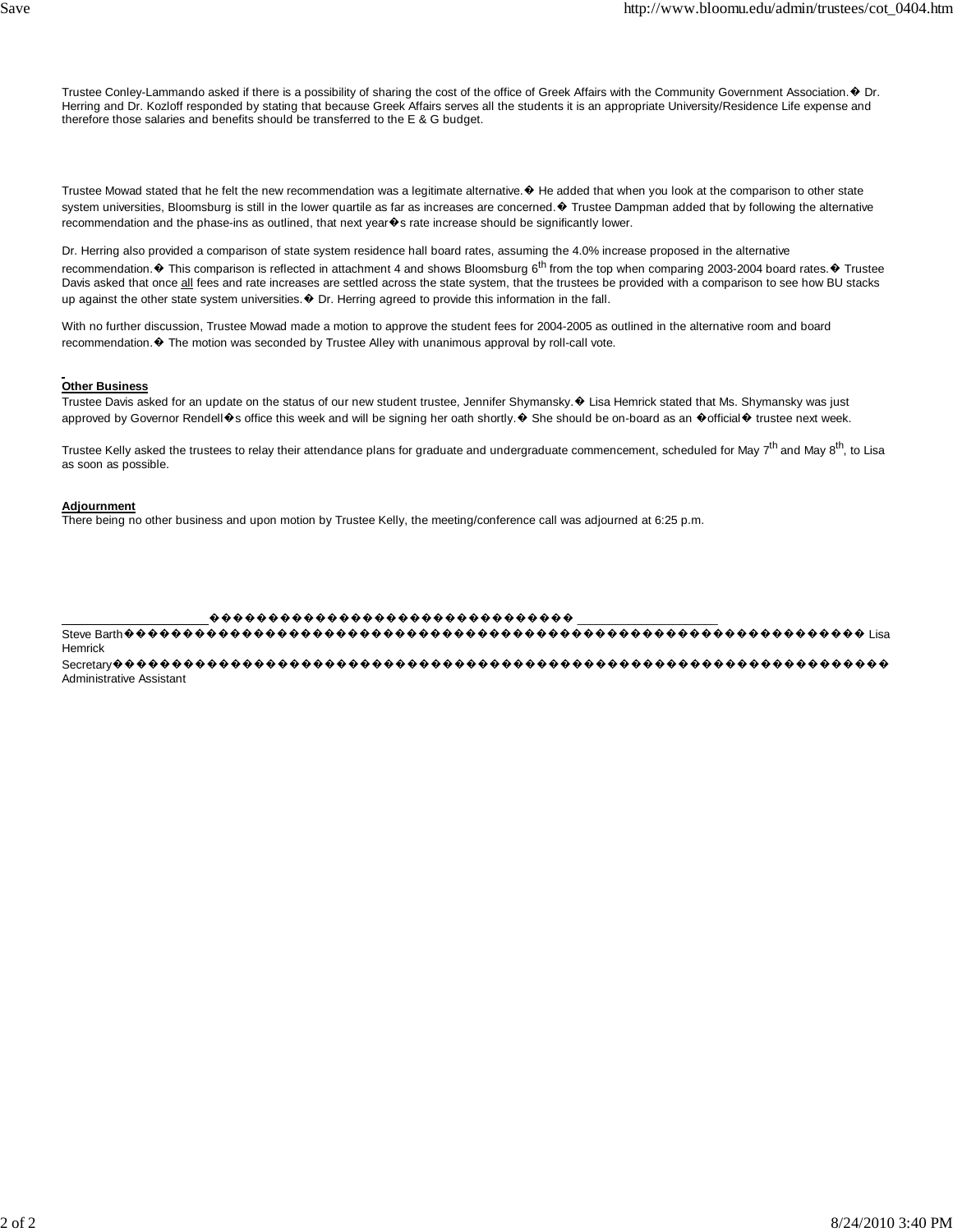Trustee Conley-Lammando asked if there is a possibility of sharing the cost of the office of Greek Affairs with the Community Government Association.� Dr. Herring and Dr. Kozloff responded by stating that because Greek Affairs serves all the students it is an appropriate University/Residence Life expense and therefore those salaries and benefits should be transferred to the E & G budget.

Trustee Mowad stated that he felt the new recommendation was a legitimate alternative.� He added that when you look at the comparison to other state system universities, Bloomsburg is still in the lower quartile as far as increases are concerned.� Trustee Dampman added that by following the alternative recommendation and the phase-ins as outlined, that next year�s rate increase should be significantly lower.

Dr. Herring also provided a comparison of state system residence hall board rates, assuming the 4.0% increase proposed in the alternative recommendation.� This comparison is reflected in attachment 4 and shows Bloomsburg 6th from the top when comparing 2003-2004 board rates.� Trustee Davis asked that once all fees and rate increases are settled across the state system, that the trustees be provided with a comparison to see how BU stacks up against the other state system universities.� Dr. Herring agreed to provide this information in the fall.

With no further discussion, Trustee Mowad made a motion to approve the student fees for 2004-2005 as outlined in the alternative room and board recommendation.� The motion was seconded by Trustee Alley with unanimous approval by roll-call vote.

**Other Business**

Trustee Davis asked for an update on the status of our new student trustee, Jennifer Shymansky.� Lisa Hemrick stated that Ms. Shymansky was just approved by Governor Rendell�s office this week and will be signing her oath shortly.� She should be on-board as an �official� trustee next week.

Trustee Kelly asked the trustees to relay their attendance plans for graduate and undergraduate commencement, scheduled for May 7th and May 8th, to Lisa as soon as possible.

**Adjournment**

There being no other business and upon motion by Trustee Kelly, the meeting/conference call was adjourned at 6:25 p.m.

\_\_\_\_\_\_\_\_\_\_\_\_\_\_\_\_\_\_\_\_\_\_ \_\_\_\_\_\_\_\_\_\_\_\_\_\_\_\_\_\_\_\_\_\_

Steve Barth — Lisa Hemrick

Secretary — Administrative Assistant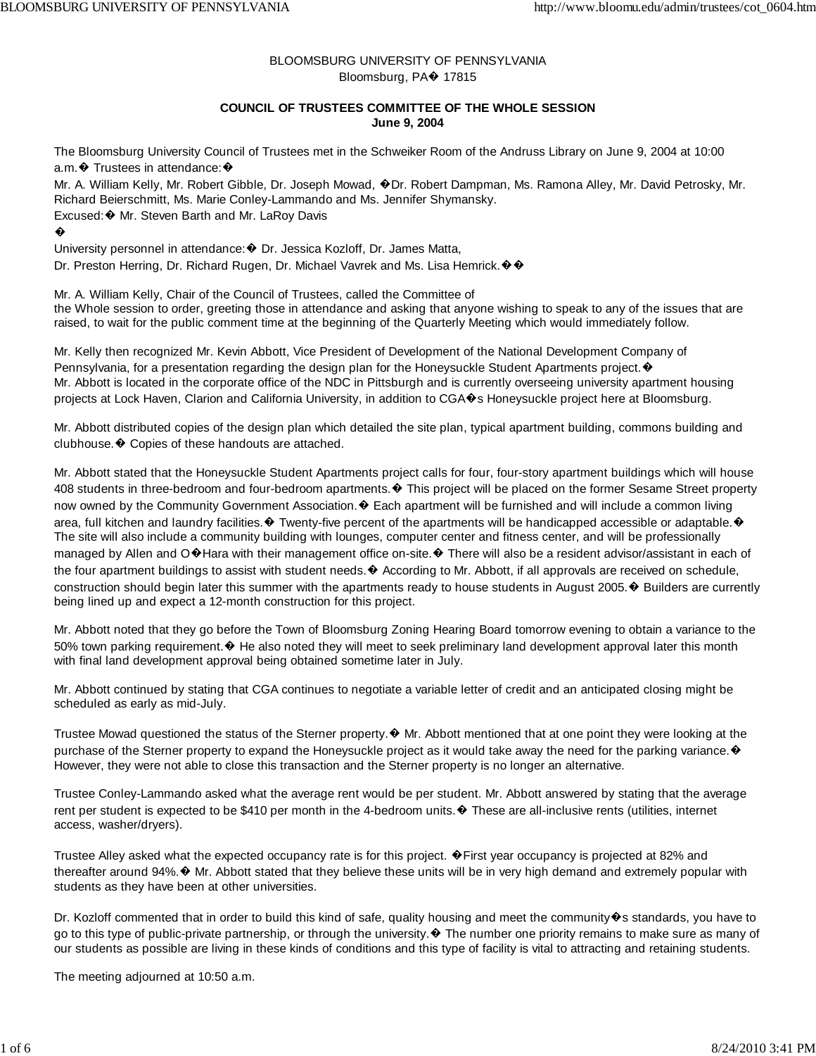BLOOMSBURG UNIVERSITY OF PENNSYLVANIA
Bloomsburg, PA� 17815

**COUNCIL OF TRUSTEES COMMITTEE OF THE WHOLE SESSION**
**June 9, 2004**

The Bloomsburg University Council of Trustees met in the Schweiker Room of the Andruss Library on June 9, 2004 at 10:00 a.m.� Trustees in attendance:�
Mr. A. William Kelly, Mr. Robert Gibble, Dr. Joseph Mowad, �Dr. Robert Dampman, Ms. Ramona Alley, Mr. David Petrosky, Mr. Richard Beierschmitt, Ms. Marie Conley-Lammando and Ms. Jennifer Shymansky.
Excused:� Mr. Steven Barth and Mr. LaRoy Davis
�
University personnel in attendance:� Dr. Jessica Kozloff, Dr. James Matta,
Dr. Preston Herring, Dr. Richard Rugen, Dr. Michael Vavrek and Ms. Lisa Hemrick.��

Mr. A. William Kelly, Chair of the Council of Trustees, called the Committee of the Whole session to order, greeting those in attendance and asking that anyone wishing to speak to any of the issues that are raised, to wait for the public comment time at the beginning of the Quarterly Meeting which would immediately follow.

Mr. Kelly then recognized Mr. Kevin Abbott, Vice President of Development of the National Development Company of Pennsylvania, for a presentation regarding the design plan for the Honeysuckle Student Apartments project.�
Mr. Abbott is located in the corporate office of the NDC in Pittsburgh and is currently overseeing university apartment housing projects at Lock Haven, Clarion and California University, in addition to CGA�s Honeysuckle project here at Bloomsburg.

Mr. Abbott distributed copies of the design plan which detailed the site plan, typical apartment building, commons building and clubhouse.� Copies of these handouts are attached.

Mr. Abbott stated that the Honeysuckle Student Apartments project calls for four, four-story apartment buildings which will house 408 students in three-bedroom and four-bedroom apartments.� This project will be placed on the former Sesame Street property now owned by the Community Government Association.� Each apartment will be furnished and will include a common living area, full kitchen and laundry facilities.� Twenty-five percent of the apartments will be handicapped accessible or adaptable.� The site will also include a community building with lounges, computer center and fitness center, and will be professionally managed by Allen and O�Hara with their management office on-site.� There will also be a resident advisor/assistant in each of the four apartment buildings to assist with student needs.� According to Mr. Abbott, if all approvals are received on schedule, construction should begin later this summer with the apartments ready to house students in August 2005.� Builders are currently being lined up and expect a 12-month construction for this project.

Mr. Abbott noted that they go before the Town of Bloomsburg Zoning Hearing Board tomorrow evening to obtain a variance to the 50% town parking requirement.� He also noted they will meet to seek preliminary land development approval later this month with final land development approval being obtained sometime later in July.

Mr. Abbott continued by stating that CGA continues to negotiate a variable letter of credit and an anticipated closing might be scheduled as early as mid-July.

Trustee Mowad questioned the status of the Sterner property.� Mr. Abbott mentioned that at one point they were looking at the purchase of the Sterner property to expand the Honeysuckle project as it would take away the need for the parking variance.� However, they were not able to close this transaction and the Sterner property is no longer an alternative.

Trustee Conley-Lammando asked what the average rent would be per student. Mr. Abbott answered by stating that the average rent per student is expected to be $410 per month in the 4-bedroom units.� These are all-inclusive rents (utilities, internet access, washer/dryers).

Trustee Alley asked what the expected occupancy rate is for this project. �First year occupancy is projected at 82% and thereafter around 94%.� Mr. Abbott stated that they believe these units will be in very high demand and extremely popular with students as they have been at other universities.

Dr. Kozloff commented that in order to build this kind of safe, quality housing and meet the community�s standards, you have to go to this type of public-private partnership, or through the university.� The number one priority remains to make sure as many of our students as possible are living in these kinds of conditions and this type of facility is vital to attracting and retaining students.

The meeting adjourned at 10:50 a.m.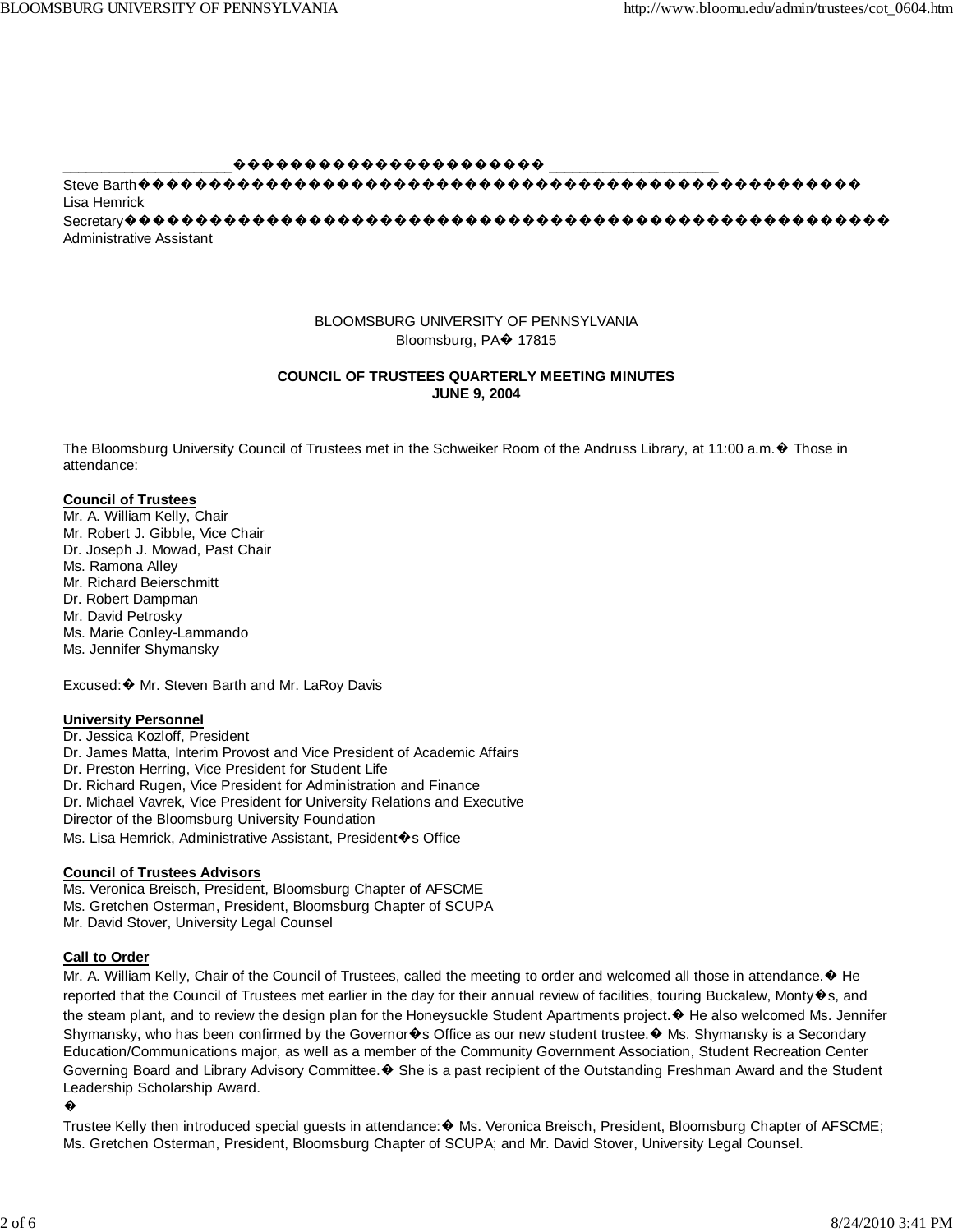____________________ ____________________

Steve Barth

Lisa Hemrick

Secretary

Administrative Assistant

BLOOMSBURG UNIVERSITY OF PENNSYLVANIA
Bloomsburg, PA 17815

**COUNCIL OF TRUSTEES QUARTERLY MEETING MINUTES**
**JUNE 9, 2004**

The Bloomsburg University Council of Trustees met in the Schweiker Room of the Andruss Library, at 11:00 a.m. Those in attendance:

**Council of Trustees**

Mr. A. William Kelly, Chair
Mr. Robert J. Gibble, Vice Chair
Dr. Joseph J. Mowad, Past Chair
Ms. Ramona Alley
Mr. Richard Beierschmitt
Dr. Robert Dampman
Mr. David Petrosky
Ms. Marie Conley-Lammando
Ms. Jennifer Shymansky

Excused: Mr. Steven Barth and Mr. LaRoy Davis

**University Personnel**

Dr. Jessica Kozloff, President
Dr. James Matta, Interim Provost and Vice President of Academic Affairs
Dr. Preston Herring, Vice President for Student Life
Dr. Richard Rugen, Vice President for Administration and Finance
Dr. Michael Vavrek, Vice President for University Relations and Executive Director of the Bloomsburg University Foundation
Ms. Lisa Hemrick, Administrative Assistant, President's Office

**Council of Trustees Advisors**

Ms. Veronica Breisch, President, Bloomsburg Chapter of AFSCME
Ms. Gretchen Osterman, President, Bloomsburg Chapter of SCUPA
Mr. David Stover, University Legal Counsel

**Call to Order**

Mr. A. William Kelly, Chair of the Council of Trustees, called the meeting to order and welcomed all those in attendance. He reported that the Council of Trustees met earlier in the day for their annual review of facilities, touring Buckalew, Monty's, and the steam plant, and to review the design plan for the Honeysuckle Student Apartments project. He also welcomed Ms. Jennifer Shymansky, who has been confirmed by the Governor's Office as our new student trustee. Ms. Shymansky is a Secondary Education/Communications major, as well as a member of the Community Government Association, Student Recreation Center Governing Board and Library Advisory Committee. She is a past recipient of the Outstanding Freshman Award and the Student Leadership Scholarship Award.

Trustee Kelly then introduced special guests in attendance: Ms. Veronica Breisch, President, Bloomsburg Chapter of AFSCME; Ms. Gretchen Osterman, President, Bloomsburg Chapter of SCUPA; and Mr. David Stover, University Legal Counsel.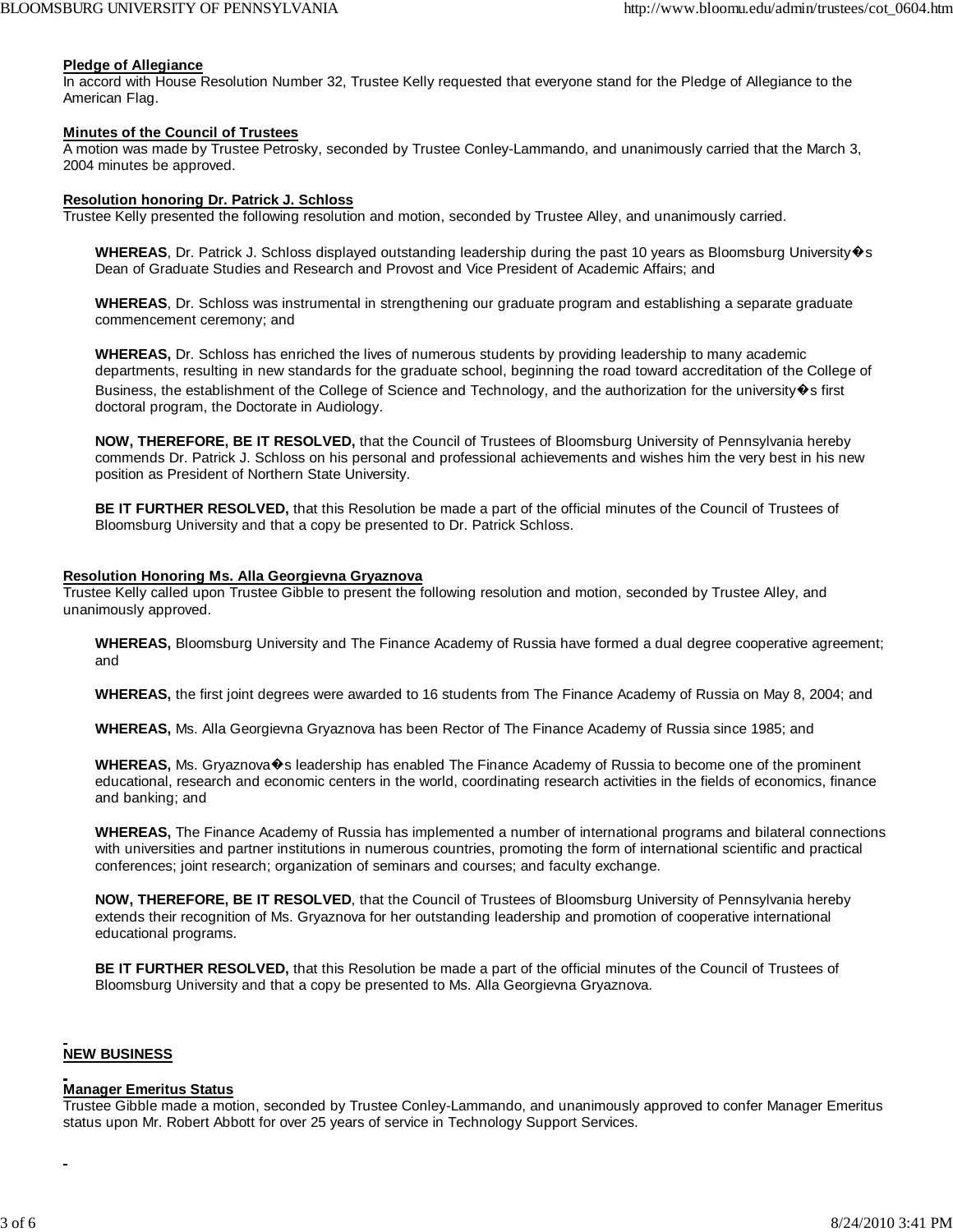**Pledge of Allegiance**

In accord with House Resolution Number 32, Trustee Kelly requested that everyone stand for the Pledge of Allegiance to the American Flag.

**Minutes of the Council of Trustees**

A motion was made by Trustee Petrosky, seconded by Trustee Conley-Lammando, and unanimously carried that the March 3, 2004 minutes be approved.

**Resolution honoring Dr. Patrick J. Schloss**

Trustee Kelly presented the following resolution and motion, seconded by Trustee Alley, and unanimously carried.

> **WHEREAS**, Dr. Patrick J. Schloss displayed outstanding leadership during the past 10 years as Bloomsburg University�s Dean of Graduate Studies and Research and Provost and Vice President of Academic Affairs; and
>
> **WHEREAS**, Dr. Schloss was instrumental in strengthening our graduate program and establishing a separate graduate commencement ceremony; and
>
> **WHEREAS,** Dr. Schloss has enriched the lives of numerous students by providing leadership to many academic departments, resulting in new standards for the graduate school, beginning the road toward accreditation of the College of Business, the establishment of the College of Science and Technology, and the authorization for the university�s first doctoral program, the Doctorate in Audiology.
>
> **NOW, THEREFORE, BE IT RESOLVED,** that the Council of Trustees of Bloomsburg University of Pennsylvania hereby commends Dr. Patrick J. Schloss on his personal and professional achievements and wishes him the very best in his new position as President of Northern State University.
>
> **BE IT FURTHER RESOLVED,** that this Resolution be made a part of the official minutes of the Council of Trustees of Bloomsburg University and that a copy be presented to Dr. Patrick Schloss.

**Resolution Honoring Ms. Alla Georgievna Gryaznova**

Trustee Kelly called upon Trustee Gibble to present the following resolution and motion, seconded by Trustee Alley, and unanimously approved.

> **WHEREAS,** Bloomsburg University and The Finance Academy of Russia have formed a dual degree cooperative agreement; and
>
> **WHEREAS,** the first joint degrees were awarded to 16 students from The Finance Academy of Russia on May 8, 2004; and
>
> **WHEREAS,** Ms. Alla Georgievna Gryaznova has been Rector of The Finance Academy of Russia since 1985; and
>
> **WHEREAS,** Ms. Gryaznova�s leadership has enabled The Finance Academy of Russia to become one of the prominent educational, research and economic centers in the world, coordinating research activities in the fields of economics, finance and banking; and
>
> **WHEREAS,** The Finance Academy of Russia has implemented a number of international programs and bilateral connections with universities and partner institutions in numerous countries, promoting the form of international scientific and practical conferences; joint research; organization of seminars and courses; and faculty exchange.
>
> **NOW, THEREFORE, BE IT RESOLVED**, that the Council of Trustees of Bloomsburg University of Pennsylvania hereby extends their recognition of Ms. Gryaznova for her outstanding leadership and promotion of cooperative international educational programs.
>
> **BE IT FURTHER RESOLVED,** that this Resolution be made a part of the official minutes of the Council of Trustees of Bloomsburg University and that a copy be presented to Ms. Alla Georgievna Gryaznova.

**NEW BUSINESS**

**Manager Emeritus Status**

Trustee Gibble made a motion, seconded by Trustee Conley-Lammando, and unanimously approved to confer Manager Emeritus status upon Mr. Robert Abbott for over 25 years of service in Technology Support Services.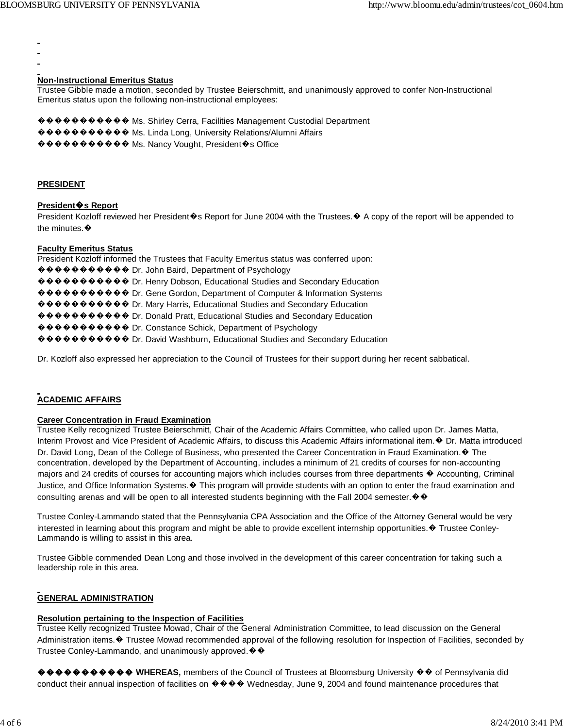**Non-Instructional Emeritus Status**

Trustee Gibble made a motion, seconded by Trustee Beierschmitt, and unanimously approved to confer Non-Instructional Emeritus status upon the following non-instructional employees:

- Ms. Shirley Cerra, Facilities Management Custodial Department
- Ms. Linda Long, University Relations/Alumni Affairs
- Ms. Nancy Vought, President's Office

## PRESIDENT

**President's Report**

President Kozloff reviewed her President's Report for June 2004 with the Trustees. A copy of the report will be appended to the minutes.

**Faculty Emeritus Status**

President Kozloff informed the Trustees that Faculty Emeritus status was conferred upon:

- Dr. John Baird, Department of Psychology
- Dr. Henry Dobson, Educational Studies and Secondary Education
- Dr. Gene Gordon, Department of Computer & Information Systems
- Dr. Mary Harris, Educational Studies and Secondary Education
- Dr. Donald Pratt, Educational Studies and Secondary Education
- Dr. Constance Schick, Department of Psychology
- Dr. David Washburn, Educational Studies and Secondary Education

Dr. Kozloff also expressed her appreciation to the Council of Trustees for their support during her recent sabbatical.

## ACADEMIC AFFAIRS

**Career Concentration in Fraud Examination**

Trustee Kelly recognized Trustee Beierschmitt, Chair of the Academic Affairs Committee, who called upon Dr. James Matta, Interim Provost and Vice President of Academic Affairs, to discuss this Academic Affairs informational item. Dr. Matta introduced Dr. David Long, Dean of the College of Business, who presented the Career Concentration in Fraud Examination. The concentration, developed by the Department of Accounting, includes a minimum of 21 credits of courses for non-accounting majors and 24 credits of courses for accounting majors which includes courses from three departments – Accounting, Criminal Justice, and Office Information Systems. This program will provide students with an option to enter the fraud examination and consulting arenas and will be open to all interested students beginning with the Fall 2004 semester.

Trustee Conley-Lammando stated that the Pennsylvania CPA Association and the Office of the Attorney General would be very interested in learning about this program and might be able to provide excellent internship opportunities. Trustee Conley-Lammando is willing to assist in this area.

Trustee Gibble commended Dean Long and those involved in the development of this career concentration for taking such a leadership role in this area.

## GENERAL ADMINISTRATION

**Resolution pertaining to the Inspection of Facilities**

Trustee Kelly recognized Trustee Mowad, Chair of the General Administration Committee, to lead discussion on the General Administration items. Trustee Mowad recommended approval of the following resolution for Inspection of Facilities, seconded by Trustee Conley-Lammando, and unanimously approved.

**WHEREAS,** members of the Council of Trustees at Bloomsburg University of Pennsylvania did conduct their annual inspection of facilities on Wednesday, June 9, 2004 and found maintenance procedures that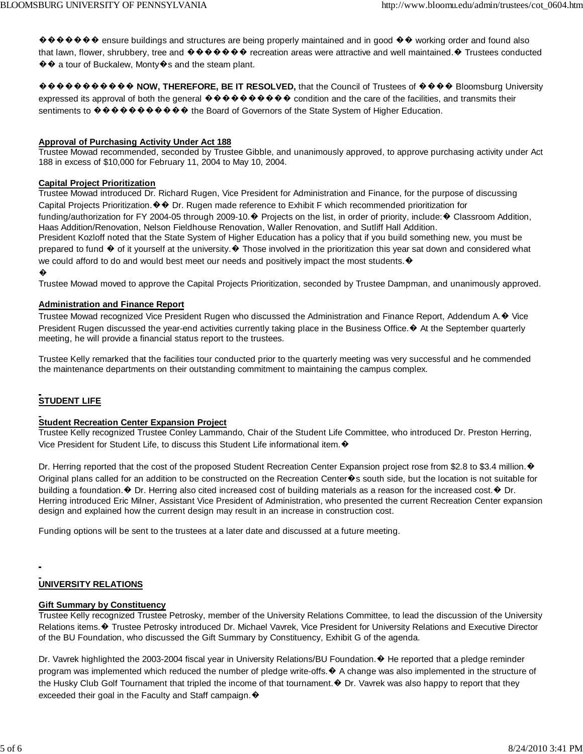ensure buildings and structures are being properly maintained and in good working order and found also that lawn, flower, shrubbery, tree and recreation areas were attractive and well maintained. Trustees conducted a tour of Buckalew, Monty's and the steam plant.

**NOW, THEREFORE, BE IT RESOLVED,** that the Council of Trustees of Bloomsburg University expressed its approval of both the general condition and the care of the facilities, and transmits their sentiments to the Board of Governors of the State System of Higher Education.

**Approval of Purchasing Activity Under Act 188**

Trustee Mowad recommended, seconded by Trustee Gibble, and unanimously approved, to approve purchasing activity under Act 188 in excess of $10,000 for February 11, 2004 to May 10, 2004.

**Capital Project Prioritization**

Trustee Mowad introduced Dr. Richard Rugen, Vice President for Administration and Finance, for the purpose of discussing Capital Projects Prioritization. Dr. Rugen made reference to Exhibit F which recommended prioritization for funding/authorization for FY 2004-05 through 2009-10. Projects on the list, in order of priority, include: Classroom Addition, Haas Addition/Renovation, Nelson Fieldhouse Renovation, Waller Renovation, and Sutliff Hall Addition.

President Kozloff noted that the State System of Higher Education has a policy that if you build something new, you must be prepared to fund of it yourself at the university. Those involved in the prioritization this year sat down and considered what we could afford to do and would best meet our needs and positively impact the most students.

Trustee Mowad moved to approve the Capital Projects Prioritization, seconded by Trustee Dampman, and unanimously approved.

**Administration and Finance Report**

Trustee Mowad recognized Vice President Rugen who discussed the Administration and Finance Report, Addendum A. Vice President Rugen discussed the year-end activities currently taking place in the Business Office. At the September quarterly meeting, he will provide a financial status report to the trustees.

Trustee Kelly remarked that the facilities tour conducted prior to the quarterly meeting was very successful and he commended the maintenance departments on their outstanding commitment to maintaining the campus complex.

## STUDENT LIFE

**Student Recreation Center Expansion Project**

Trustee Kelly recognized Trustee Conley Lammando, Chair of the Student Life Committee, who introduced Dr. Preston Herring, Vice President for Student Life, to discuss this Student Life informational item.

Dr. Herring reported that the cost of the proposed Student Recreation Center Expansion project rose from $2.8 to $3.4 million. Original plans called for an addition to be constructed on the Recreation Center's south side, but the location is not suitable for building a foundation. Dr. Herring also cited increased cost of building materials as a reason for the increased cost. Dr. Herring introduced Eric Milner, Assistant Vice President of Administration, who presented the current Recreation Center expansion design and explained how the current design may result in an increase in construction cost.

Funding options will be sent to the trustees at a later date and discussed at a future meeting.

## UNIVERSITY RELATIONS

**Gift Summary by Constituency**

Trustee Kelly recognized Trustee Petrosky, member of the University Relations Committee, to lead the discussion of the University Relations items. Trustee Petrosky introduced Dr. Michael Vavrek, Vice President for University Relations and Executive Director of the BU Foundation, who discussed the Gift Summary by Constituency, Exhibit G of the agenda.

Dr. Vavrek highlighted the 2003-2004 fiscal year in University Relations/BU Foundation. He reported that a pledge reminder program was implemented which reduced the number of pledge write-offs. A change was also implemented in the structure of the Husky Club Golf Tournament that tripled the income of that tournament. Dr. Vavrek was also happy to report that they exceeded their goal in the Faculty and Staff campaign.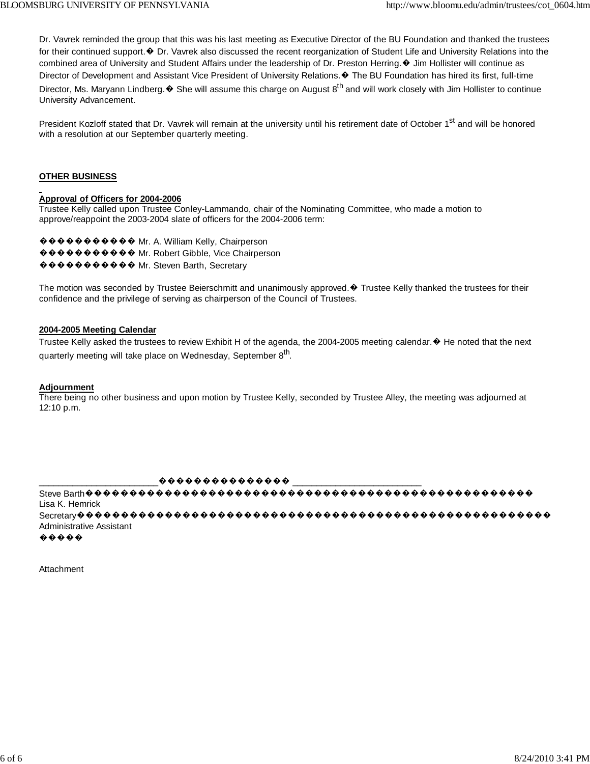Dr. Vavrek reminded the group that this was his last meeting as Executive Director of the BU Foundation and thanked the trustees for their continued support.� Dr. Vavrek also discussed the recent reorganization of Student Life and University Relations into the combined area of University and Student Affairs under the leadership of Dr. Preston Herring.� Jim Hollister will continue as Director of Development and Assistant Vice President of University Relations.� The BU Foundation has hired its first, full-time Director, Ms. Maryann Lindberg.� She will assume this charge on August 8th and will work closely with Jim Hollister to continue University Advancement.

President Kozloff stated that Dr. Vavrek will remain at the university until his retirement date of October 1st and will be honored with a resolution at our September quarterly meeting.

**OTHER BUSINESS**

**Approval of Officers for 2004-2006**

Trustee Kelly called upon Trustee Conley-Lammando, chair of the Nominating Committee, who made a motion to approve/reappoint the 2003-2004 slate of officers for the 2004-2006 term:

Mr. A. William Kelly, Chairperson
Mr. Robert Gibble, Vice Chairperson
Mr. Steven Barth, Secretary

The motion was seconded by Trustee Beierschmitt and unanimously approved.� Trustee Kelly thanked the trustees for their confidence and the privilege of serving as chairperson of the Council of Trustees.

**2004-2005 Meeting Calendar**

Trustee Kelly asked the trustees to review Exhibit H of the agenda, the 2004-2005 meeting calendar.� He noted that the next quarterly meeting will take place on Wednesday, September 8th.

**Adjournment**

There being no other business and upon motion by Trustee Kelly, seconded by Trustee Alley, the meeting was adjourned at 12:10 p.m.

_______________________ _________________________

Steve Barth
Secretary

Lisa K. Hemrick
Administrative Assistant

Attachment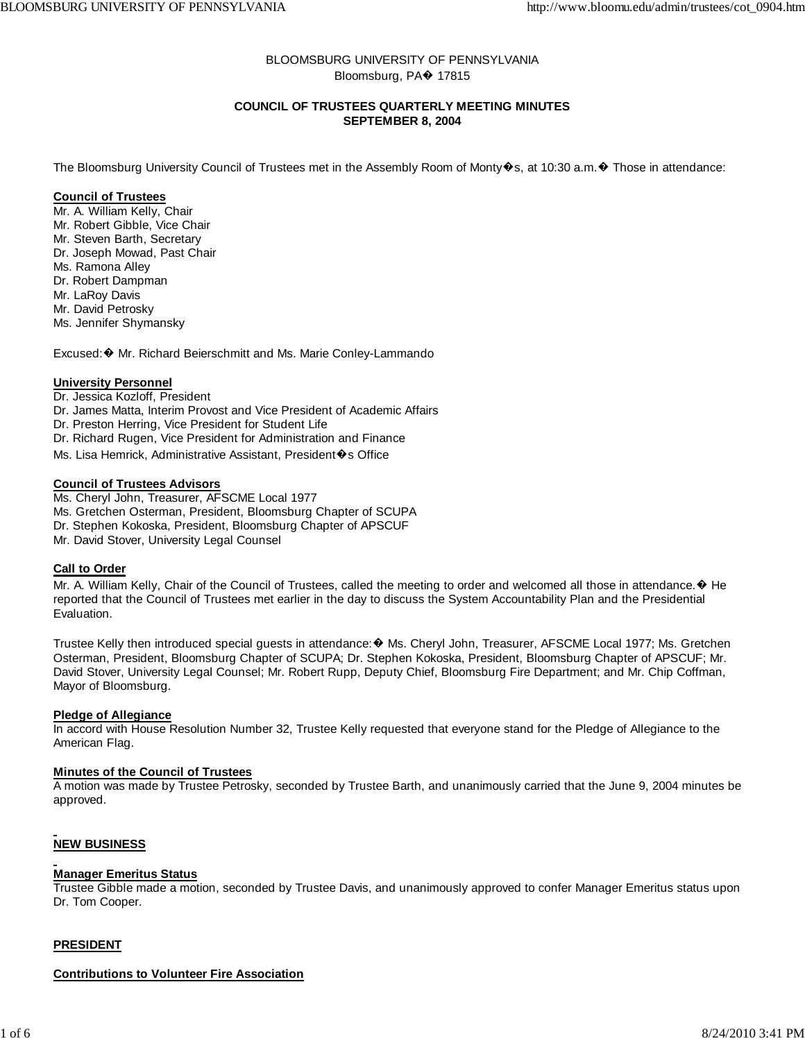BLOOMSBURG UNIVERSITY OF PENNSYLVANIA
Bloomsburg, PA� 17815

**COUNCIL OF TRUSTEES QUARTERLY MEETING MINUTES**
**SEPTEMBER 8, 2004**

The Bloomsburg University Council of Trustees met in the Assembly Room of Monty�s, at 10:30 a.m.� Those in attendance:

**Council of Trustees**
Mr. A. William Kelly, Chair
Mr. Robert Gibble, Vice Chair
Mr. Steven Barth, Secretary
Dr. Joseph Mowad, Past Chair
Ms. Ramona Alley
Dr. Robert Dampman
Mr. LaRoy Davis
Mr. David Petrosky
Ms. Jennifer Shymansky

Excused:� Mr. Richard Beierschmitt and Ms. Marie Conley-Lammando

**University Personnel**
Dr. Jessica Kozloff, President
Dr. James Matta, Interim Provost and Vice President of Academic Affairs
Dr. Preston Herring, Vice President for Student Life
Dr. Richard Rugen, Vice President for Administration and Finance
Ms. Lisa Hemrick, Administrative Assistant, President�s Office

**Council of Trustees Advisors**
Ms. Cheryl John, Treasurer, AFSCME Local 1977
Ms. Gretchen Osterman, President, Bloomsburg Chapter of SCUPA
Dr. Stephen Kokoska, President, Bloomsburg Chapter of APSCUF
Mr. David Stover, University Legal Counsel

**Call to Order**
Mr. A. William Kelly, Chair of the Council of Trustees, called the meeting to order and welcomed all those in attendance.� He reported that the Council of Trustees met earlier in the day to discuss the System Accountability Plan and the Presidential Evaluation.

Trustee Kelly then introduced special guests in attendance:� Ms. Cheryl John, Treasurer, AFSCME Local 1977; Ms. Gretchen Osterman, President, Bloomsburg Chapter of SCUPA; Dr. Stephen Kokoska, President, Bloomsburg Chapter of APSCUF; Mr. David Stover, University Legal Counsel; Mr. Robert Rupp, Deputy Chief, Bloomsburg Fire Department; and Mr. Chip Coffman, Mayor of Bloomsburg.

**Pledge of Allegiance**
In accord with House Resolution Number 32, Trustee Kelly requested that everyone stand for the Pledge of Allegiance to the American Flag.

**Minutes of the Council of Trustees**
A motion was made by Trustee Petrosky, seconded by Trustee Barth, and unanimously carried that the June 9, 2004 minutes be approved.

**NEW BUSINESS**

**Manager Emeritus Status**
Trustee Gibble made a motion, seconded by Trustee Davis, and unanimously approved to confer Manager Emeritus status upon Dr. Tom Cooper.

**PRESIDENT**

**Contributions to Volunteer Fire Association**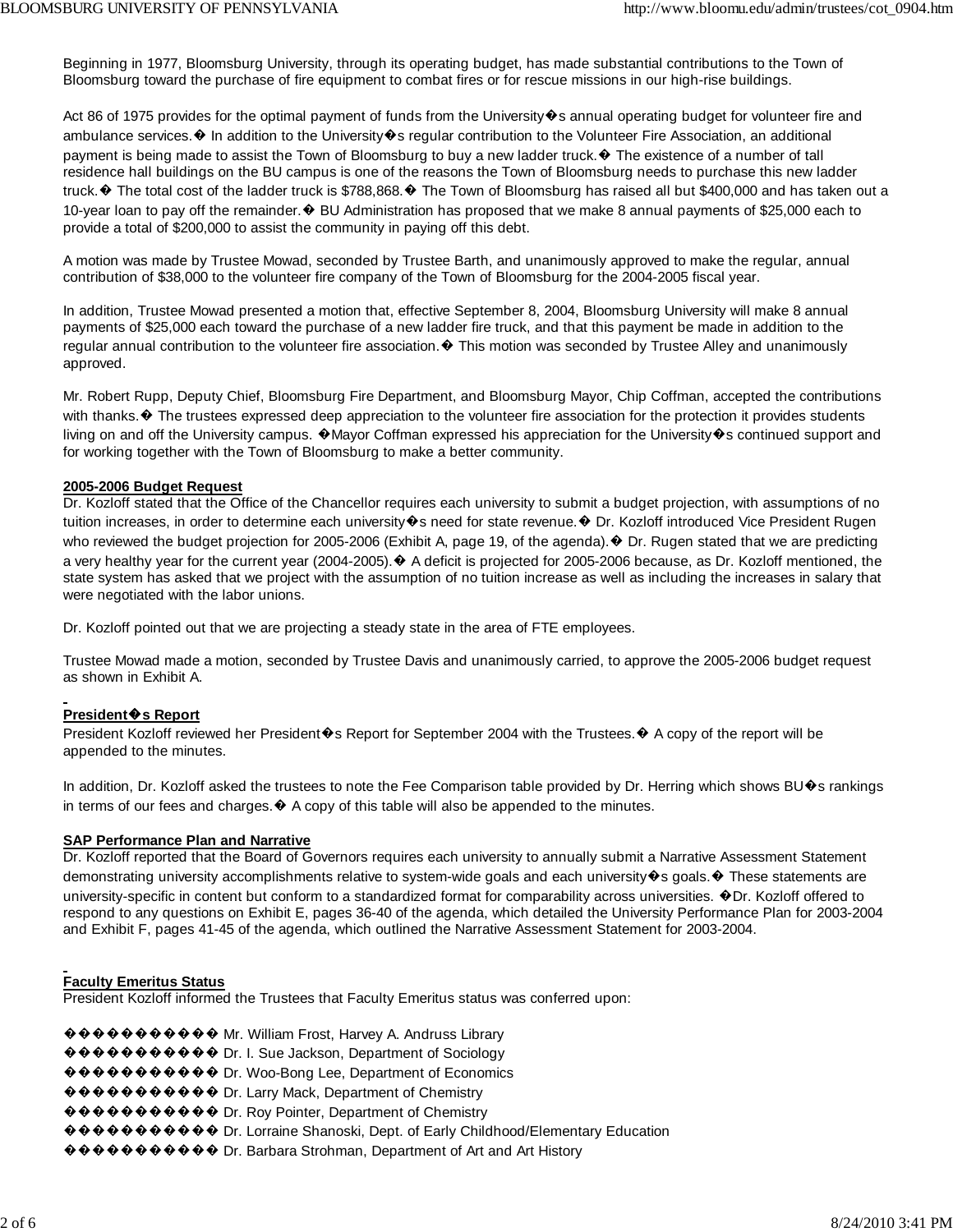Beginning in 1977, Bloomsburg University, through its operating budget, has made substantial contributions to the Town of Bloomsburg toward the purchase of fire equipment to combat fires or for rescue missions in our high-rise buildings.

Act 86 of 1975 provides for the optimal payment of funds from the University�s annual operating budget for volunteer fire and ambulance services.� In addition to the University�s regular contribution to the Volunteer Fire Association, an additional payment is being made to assist the Town of Bloomsburg to buy a new ladder truck.� The existence of a number of tall residence hall buildings on the BU campus is one of the reasons the Town of Bloomsburg needs to purchase this new ladder truck.� The total cost of the ladder truck is $788,868.� The Town of Bloomsburg has raised all but $400,000 and has taken out a 10-year loan to pay off the remainder.� BU Administration has proposed that we make 8 annual payments of $25,000 each to provide a total of $200,000 to assist the community in paying off this debt.

A motion was made by Trustee Mowad, seconded by Trustee Barth, and unanimously approved to make the regular, annual contribution of $38,000 to the volunteer fire company of the Town of Bloomsburg for the 2004-2005 fiscal year.

In addition, Trustee Mowad presented a motion that, effective September 8, 2004, Bloomsburg University will make 8 annual payments of $25,000 each toward the purchase of a new ladder fire truck, and that this payment be made in addition to the regular annual contribution to the volunteer fire association.� This motion was seconded by Trustee Alley and unanimously approved.

Mr. Robert Rupp, Deputy Chief, Bloomsburg Fire Department, and Bloomsburg Mayor, Chip Coffman, accepted the contributions with thanks.� The trustees expressed deep appreciation to the volunteer fire association for the protection it provides students living on and off the University campus. �Mayor Coffman expressed his appreciation for the University�s continued support and for working together with the Town of Bloomsburg to make a better community.

**2005-2006 Budget Request**

Dr. Kozloff stated that the Office of the Chancellor requires each university to submit a budget projection, with assumptions of no tuition increases, in order to determine each university�s need for state revenue.� Dr. Kozloff introduced Vice President Rugen who reviewed the budget projection for 2005-2006 (Exhibit A, page 19, of the agenda).� Dr. Rugen stated that we are predicting a very healthy year for the current year (2004-2005).� A deficit is projected for 2005-2006 because, as Dr. Kozloff mentioned, the state system has asked that we project with the assumption of no tuition increase as well as including the increases in salary that were negotiated with the labor unions.

Dr. Kozloff pointed out that we are projecting a steady state in the area of FTE employees.

Trustee Mowad made a motion, seconded by Trustee Davis and unanimously carried, to approve the 2005-2006 budget request as shown in Exhibit A.

**President�s Report**

President Kozloff reviewed her President�s Report for September 2004 with the Trustees.� A copy of the report will be appended to the minutes.

In addition, Dr. Kozloff asked the trustees to note the Fee Comparison table provided by Dr. Herring which shows BU�s rankings in terms of our fees and charges.� A copy of this table will also be appended to the minutes.

**SAP Performance Plan and Narrative**

Dr. Kozloff reported that the Board of Governors requires each university to annually submit a Narrative Assessment Statement demonstrating university accomplishments relative to system-wide goals and each university�s goals.� These statements are university-specific in content but conform to a standardized format for comparability across universities. �Dr. Kozloff offered to respond to any questions on Exhibit E, pages 36-40 of the agenda, which detailed the University Performance Plan for 2003-2004 and Exhibit F, pages 41-45 of the agenda, which outlined the Narrative Assessment Statement for 2003-2004.

**Faculty Emeritus Status**

President Kozloff informed the Trustees that Faculty Emeritus status was conferred upon:

- Mr. William Frost, Harvey A. Andruss Library
- Dr. I. Sue Jackson, Department of Sociology
- Dr. Woo-Bong Lee, Department of Economics
- Dr. Larry Mack, Department of Chemistry
- Dr. Roy Pointer, Department of Chemistry
- Dr. Lorraine Shanoski, Dept. of Early Childhood/Elementary Education
- Dr. Barbara Strohman, Department of Art and Art History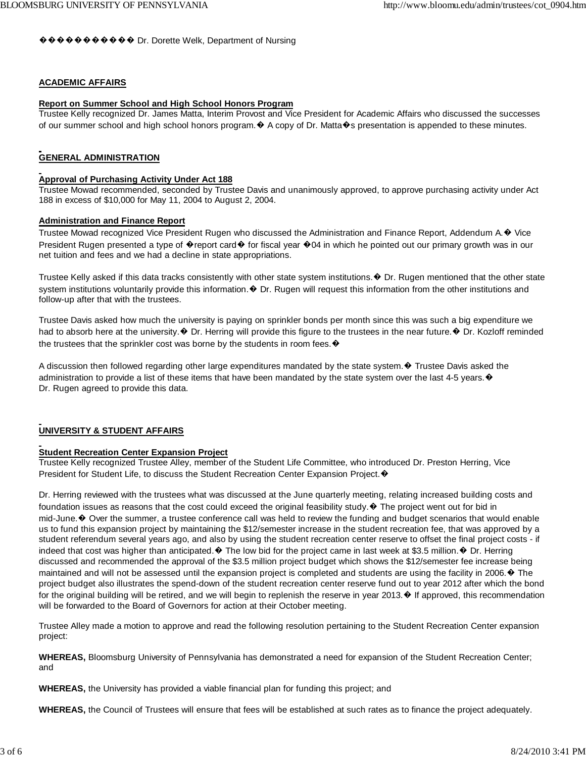Dr. Dorette Welk, Department of Nursing

## ACADEMIC AFFAIRS

**Report on Summer School and High School Honors Program**

Trustee Kelly recognized Dr. James Matta, Interim Provost and Vice President for Academic Affairs who discussed the successes of our summer school and high school honors program. A copy of Dr. Matta's presentation is appended to these minutes.

## GENERAL ADMINISTRATION

**Approval of Purchasing Activity Under Act 188**

Trustee Mowad recommended, seconded by Trustee Davis and unanimously approved, to approve purchasing activity under Act 188 in excess of $10,000 for May 11, 2004 to August 2, 2004.

**Administration and Finance Report**

Trustee Mowad recognized Vice President Rugen who discussed the Administration and Finance Report, Addendum A. Vice President Rugen presented a type of "report card" for fiscal year '04 in which he pointed out our primary growth was in our net tuition and fees and we had a decline in state appropriations.

Trustee Kelly asked if this data tracks consistently with other state system institutions. Dr. Rugen mentioned that the other state system institutions voluntarily provide this information. Dr. Rugen will request this information from the other institutions and follow-up after that with the trustees.

Trustee Davis asked how much the university is paying on sprinkler bonds per month since this was such a big expenditure we had to absorb here at the university. Dr. Herring will provide this figure to the trustees in the near future. Dr. Kozloff reminded the trustees that the sprinkler cost was borne by the students in room fees.

A discussion then followed regarding other large expenditures mandated by the state system. Trustee Davis asked the administration to provide a list of these items that have been mandated by the state system over the last 4-5 years. Dr. Rugen agreed to provide this data.

## UNIVERSITY & STUDENT AFFAIRS

**Student Recreation Center Expansion Project**

Trustee Kelly recognized Trustee Alley, member of the Student Life Committee, who introduced Dr. Preston Herring, Vice President for Student Life, to discuss the Student Recreation Center Expansion Project.

Dr. Herring reviewed with the trustees what was discussed at the June quarterly meeting, relating increased building costs and foundation issues as reasons that the cost could exceed the original feasibility study. The project went out for bid in mid-June. Over the summer, a trustee conference call was held to review the funding and budget scenarios that would enable us to fund this expansion project by maintaining the $12/semester increase in the student recreation fee, that was approved by a student referendum several years ago, and also by using the student recreation center reserve to offset the final project costs - if indeed that cost was higher than anticipated. The low bid for the project came in last week at $3.5 million. Dr. Herring discussed and recommended the approval of the $3.5 million project budget which shows the $12/semester fee increase being maintained and will not be assessed until the expansion project is completed and students are using the facility in 2006. The project budget also illustrates the spend-down of the student recreation center reserve fund out to year 2012 after which the bond for the original building will be retired, and we will begin to replenish the reserve in year 2013. If approved, this recommendation will be forwarded to the Board of Governors for action at their October meeting.

Trustee Alley made a motion to approve and read the following resolution pertaining to the Student Recreation Center expansion project:

**WHEREAS,** Bloomsburg University of Pennsylvania has demonstrated a need for expansion of the Student Recreation Center; and

**WHEREAS,** the University has provided a viable financial plan for funding this project; and

**WHEREAS,** the Council of Trustees will ensure that fees will be established at such rates as to finance the project adequately.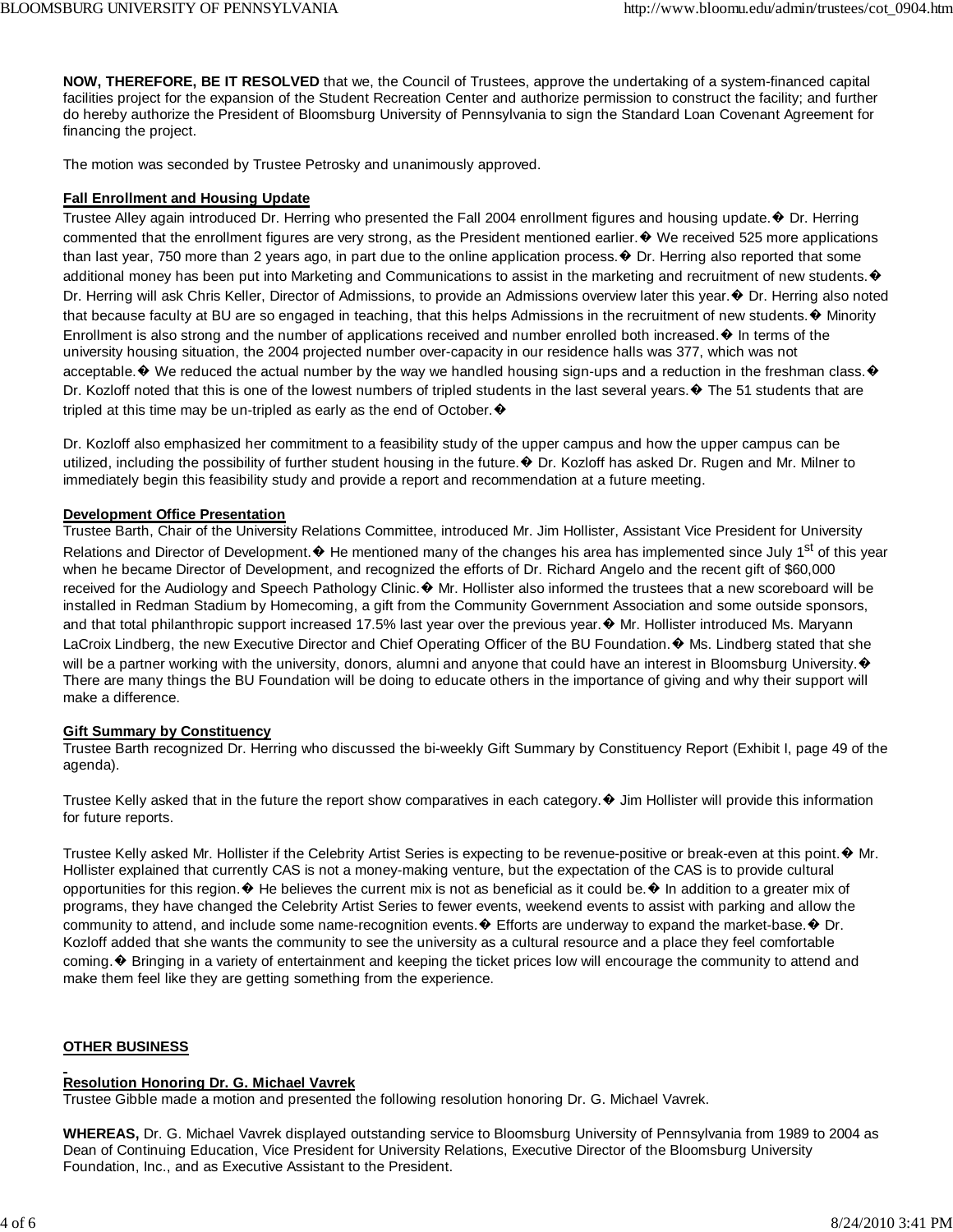**NOW, THEREFORE, BE IT RESOLVED** that we, the Council of Trustees, approve the undertaking of a system-financed capital facilities project for the expansion of the Student Recreation Center and authorize permission to construct the facility; and further do hereby authorize the President of Bloomsburg University of Pennsylvania to sign the Standard Loan Covenant Agreement for financing the project.

The motion was seconded by Trustee Petrosky and unanimously approved.

**Fall Enrollment and Housing Update**

Trustee Alley again introduced Dr. Herring who presented the Fall 2004 enrollment figures and housing update.� Dr. Herring commented that the enrollment figures are very strong, as the President mentioned earlier.� We received 525 more applications than last year, 750 more than 2 years ago, in part due to the online application process.� Dr. Herring also reported that some additional money has been put into Marketing and Communications to assist in the marketing and recruitment of new students.� Dr. Herring will ask Chris Keller, Director of Admissions, to provide an Admissions overview later this year.� Dr. Herring also noted that because faculty at BU are so engaged in teaching, that this helps Admissions in the recruitment of new students.� Minority Enrollment is also strong and the number of applications received and number enrolled both increased.� In terms of the university housing situation, the 2004 projected number over-capacity in our residence halls was 377, which was not acceptable.� We reduced the actual number by the way we handled housing sign-ups and a reduction in the freshman class.� Dr. Kozloff noted that this is one of the lowest numbers of tripled students in the last several years.� The 51 students that are tripled at this time may be un-tripled as early as the end of October.�

Dr. Kozloff also emphasized her commitment to a feasibility study of the upper campus and how the upper campus can be utilized, including the possibility of further student housing in the future.� Dr. Kozloff has asked Dr. Rugen and Mr. Milner to immediately begin this feasibility study and provide a report and recommendation at a future meeting.

**Development Office Presentation**

Trustee Barth, Chair of the University Relations Committee, introduced Mr. Jim Hollister, Assistant Vice President for University Relations and Director of Development.� He mentioned many of the changes his area has implemented since July 1st of this year when he became Director of Development, and recognized the efforts of Dr. Richard Angelo and the recent gift of $60,000 received for the Audiology and Speech Pathology Clinic.� Mr. Hollister also informed the trustees that a new scoreboard will be installed in Redman Stadium by Homecoming, a gift from the Community Government Association and some outside sponsors, and that total philanthropic support increased 17.5% last year over the previous year.� Mr. Hollister introduced Ms. Maryann LaCroix Lindberg, the new Executive Director and Chief Operating Officer of the BU Foundation.� Ms. Lindberg stated that she will be a partner working with the university, donors, alumni and anyone that could have an interest in Bloomsburg University.� There are many things the BU Foundation will be doing to educate others in the importance of giving and why their support will make a difference.

**Gift Summary by Constituency**

Trustee Barth recognized Dr. Herring who discussed the bi-weekly Gift Summary by Constituency Report (Exhibit I, page 49 of the agenda).

Trustee Kelly asked that in the future the report show comparatives in each category.� Jim Hollister will provide this information for future reports.

Trustee Kelly asked Mr. Hollister if the Celebrity Artist Series is expecting to be revenue-positive or break-even at this point.� Mr. Hollister explained that currently CAS is not a money-making venture, but the expectation of the CAS is to provide cultural opportunities for this region.� He believes the current mix is not as beneficial as it could be.� In addition to a greater mix of programs, they have changed the Celebrity Artist Series to fewer events, weekend events to assist with parking and allow the community to attend, and include some name-recognition events.� Efforts are underway to expand the market-base.� Dr. Kozloff added that she wants the community to see the university as a cultural resource and a place they feel comfortable coming.� Bringing in a variety of entertainment and keeping the ticket prices low will encourage the community to attend and make them feel like they are getting something from the experience.

**OTHER BUSINESS**

**Resolution Honoring Dr. G. Michael Vavrek**

Trustee Gibble made a motion and presented the following resolution honoring Dr. G. Michael Vavrek.

**WHEREAS,** Dr. G. Michael Vavrek displayed outstanding service to Bloomsburg University of Pennsylvania from 1989 to 2004 as Dean of Continuing Education, Vice President for University Relations, Executive Director of the Bloomsburg University Foundation, Inc., and as Executive Assistant to the President.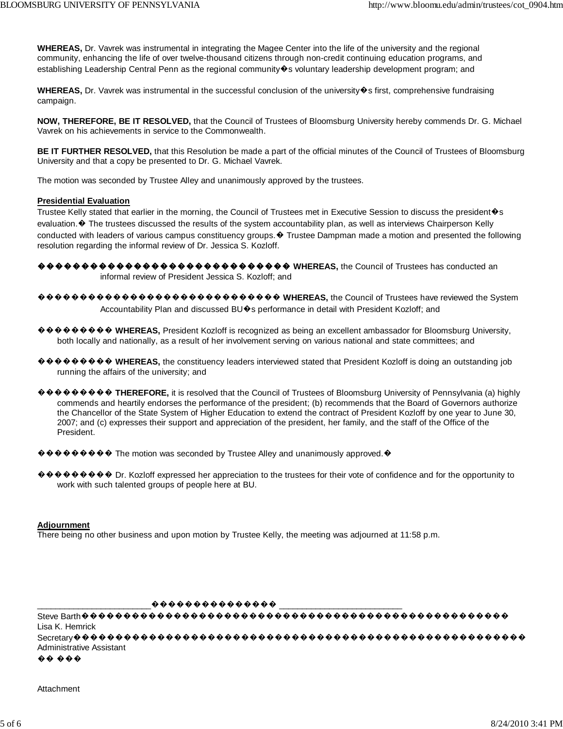**WHEREAS,** Dr. Vavrek was instrumental in integrating the Magee Center into the life of the university and the regional community, enhancing the life of over twelve-thousand citizens through non-credit continuing education programs, and establishing Leadership Central Penn as the regional community�s voluntary leadership development program; and

**WHEREAS,** Dr. Vavrek was instrumental in the successful conclusion of the university�s first, comprehensive fundraising campaign.

**NOW, THEREFORE, BE IT RESOLVED,** that the Council of Trustees of Bloomsburg University hereby commends Dr. G. Michael Vavrek on his achievements in service to the Commonwealth.

**BE IT FURTHER RESOLVED,** that this Resolution be made a part of the official minutes of the Council of Trustees of Bloomsburg University and that a copy be presented to Dr. G. Michael Vavrek.

The motion was seconded by Trustee Alley and unanimously approved by the trustees.

**Presidential Evaluation**

Trustee Kelly stated that earlier in the morning, the Council of Trustees met in Executive Session to discuss the president�s evaluation.� The trustees discussed the results of the system accountability plan, as well as interviews Chairperson Kelly conducted with leaders of various campus constituency groups.� Trustee Dampman made a motion and presented the following resolution regarding the informal review of Dr. Jessica S. Kozloff.

**WHEREAS,** the Council of Trustees has conducted an informal review of President Jessica S. Kozloff; and

**WHEREAS,** the Council of Trustees have reviewed the System Accountability Plan and discussed BU�s performance in detail with President Kozloff; and

**WHEREAS,** President Kozloff is recognized as being an excellent ambassador for Bloomsburg University, both locally and nationally, as a result of her involvement serving on various national and state committees; and

**WHEREAS,** the constituency leaders interviewed stated that President Kozloff is doing an outstanding job running the affairs of the university; and

**THEREFORE,** it is resolved that the Council of Trustees of Bloomsburg University of Pennsylvania (a) highly commends and heartily endorses the performance of the president; (b) recommends that the Board of Governors authorize the Chancellor of the State System of Higher Education to extend the contract of President Kozloff by one year to June 30, 2007; and (c) expresses their support and appreciation of the president, her family, and the staff of the Office of the President.

The motion was seconded by Trustee Alley and unanimously approved.�

Dr. Kozloff expressed her appreciation to the trustees for their vote of confidence and for the opportunity to work with such talented groups of people here at BU.

**Adjournment**

There being no other business and upon motion by Trustee Kelly, the meeting was adjourned at 11:58 p.m.

\_\_\_\_\_\_\_\_\_\_\_\_\_\_\_\_\_\_\_\_\_\_\_\_ \_\_\_\_\_\_\_\_\_\_\_\_\_\_\_\_\_\_\_\_\_\_\_\_\_\_

Steve Barth
Lisa K. Hemrick

Secretary
Administrative Assistant

Attachment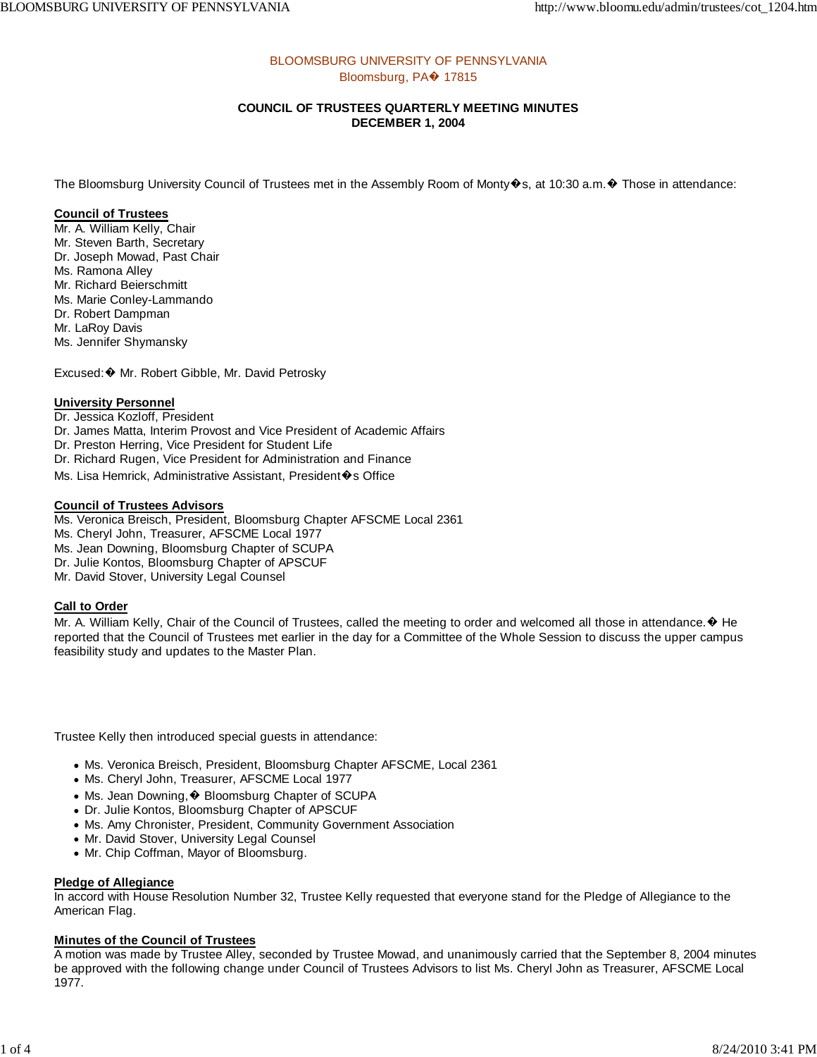BLOOMSBURG UNIVERSITY OF PENNSYLVANIA
Bloomsburg, PA� 17815

**COUNCIL OF TRUSTEES QUARTERLY MEETING MINUTES**
**DECEMBER 1, 2004**

The Bloomsburg University Council of Trustees met in the Assembly Room of Monty�s, at 10:30 a.m.� Those in attendance:

**Council of Trustees**
Mr. A. William Kelly, Chair
Mr. Steven Barth, Secretary
Dr. Joseph Mowad, Past Chair
Ms. Ramona Alley
Mr. Richard Beierschmitt
Ms. Marie Conley-Lammando
Dr. Robert Dampman
Mr. LaRoy Davis
Ms. Jennifer Shymansky

Excused:� Mr. Robert Gibble, Mr. David Petrosky

**University Personnel**
Dr. Jessica Kozloff, President
Dr. James Matta, Interim Provost and Vice President of Academic Affairs
Dr. Preston Herring, Vice President for Student Life
Dr. Richard Rugen, Vice President for Administration and Finance
Ms. Lisa Hemrick, Administrative Assistant, President�s Office

**Council of Trustees Advisors**
Ms. Veronica Breisch, President, Bloomsburg Chapter AFSCME Local 2361
Ms. Cheryl John, Treasurer, AFSCME Local 1977
Ms. Jean Downing, Bloomsburg Chapter of SCUPA
Dr. Julie Kontos, Bloomsburg Chapter of APSCUF
Mr. David Stover, University Legal Counsel

**Call to Order**
Mr. A. William Kelly, Chair of the Council of Trustees, called the meeting to order and welcomed all those in attendance.� He reported that the Council of Trustees met earlier in the day for a Committee of the Whole Session to discuss the upper campus feasibility study and updates to the Master Plan.

Trustee Kelly then introduced special guests in attendance:

- Ms. Veronica Breisch, President, Bloomsburg Chapter AFSCME, Local 2361
- Ms. Cheryl John, Treasurer, AFSCME Local 1977
- Ms. Jean Downing,� Bloomsburg Chapter of SCUPA
- Dr. Julie Kontos, Bloomsburg Chapter of APSCUF
- Ms. Amy Chronister, President, Community Government Association
- Mr. David Stover, University Legal Counsel
- Mr. Chip Coffman, Mayor of Bloomsburg.

**Pledge of Allegiance**
In accord with House Resolution Number 32, Trustee Kelly requested that everyone stand for the Pledge of Allegiance to the American Flag.

**Minutes of the Council of Trustees**
A motion was made by Trustee Alley, seconded by Trustee Mowad, and unanimously carried that the September 8, 2004 minutes be approved with the following change under Council of Trustees Advisors to list Ms. Cheryl John as Treasurer, AFSCME Local 1977.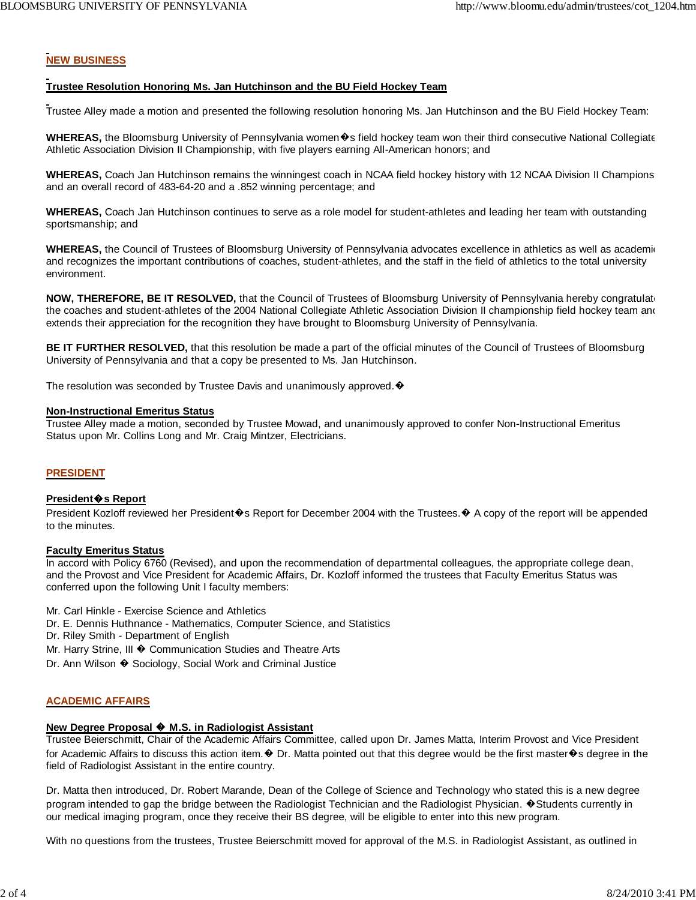## NEW BUSINESS

### Trustee Resolution Honoring Ms. Jan Hutchinson and the BU Field Hockey Team

Trustee Alley made a motion and presented the following resolution honoring Ms. Jan Hutchinson and the BU Field Hockey Team:

**WHEREAS,** the Bloomsburg University of Pennsylvania women�s field hockey team won their third consecutive National Collegiate Athletic Association Division II Championship, with five players earning All-American honors; and

**WHEREAS,** Coach Jan Hutchinson remains the winningest coach in NCAA field hockey history with 12 NCAA Division II Champions and an overall record of 483-64-20 and a .852 winning percentage; and

**WHEREAS,** Coach Jan Hutchinson continues to serve as a role model for student-athletes and leading her team with outstanding sportsmanship; and

**WHEREAS,** the Council of Trustees of Bloomsburg University of Pennsylvania advocates excellence in athletics as well as academic and recognizes the important contributions of coaches, student-athletes, and the staff in the field of athletics to the total university environment.

**NOW, THEREFORE, BE IT RESOLVED,** that the Council of Trustees of Bloomsburg University of Pennsylvania hereby congratulate the coaches and student-athletes of the 2004 National Collegiate Athletic Association Division II championship field hockey team and extends their appreciation for the recognition they have brought to Bloomsburg University of Pennsylvania.

**BE IT FURTHER RESOLVED,** that this resolution be made a part of the official minutes of the Council of Trustees of Bloomsburg University of Pennsylvania and that a copy be presented to Ms. Jan Hutchinson.

The resolution was seconded by Trustee Davis and unanimously approved.�

### Non-Instructional Emeritus Status

Trustee Alley made a motion, seconded by Trustee Mowad, and unanimously approved to confer Non-Instructional Emeritus Status upon Mr. Collins Long and Mr. Craig Mintzer, Electricians.

## PRESIDENT

### President�s Report

President Kozloff reviewed her President�s Report for December 2004 with the Trustees.� A copy of the report will be appended to the minutes.

### Faculty Emeritus Status

In accord with Policy 6760 (Revised), and upon the recommendation of departmental colleagues, the appropriate college dean, and the Provost and Vice President for Academic Affairs, Dr. Kozloff informed the trustees that Faculty Emeritus Status was conferred upon the following Unit I faculty members:

Mr. Carl Hinkle - Exercise Science and Athletics
Dr. E. Dennis Huthnance - Mathematics, Computer Science, and Statistics
Dr. Riley Smith - Department of English
Mr. Harry Strine, III � Communication Studies and Theatre Arts
Dr. Ann Wilson � Sociology, Social Work and Criminal Justice

## ACADEMIC AFFAIRS

### New Degree Proposal � M.S. in Radiologist Assistant

Trustee Beierschmitt, Chair of the Academic Affairs Committee, called upon Dr. James Matta, Interim Provost and Vice President for Academic Affairs to discuss this action item.� Dr. Matta pointed out that this degree would be the first master�s degree in the field of Radiologist Assistant in the entire country.

Dr. Matta then introduced, Dr. Robert Marande, Dean of the College of Science and Technology who stated this is a new degree program intended to gap the bridge between the Radiologist Technician and the Radiologist Physician. �Students currently in our medical imaging program, once they receive their BS degree, will be eligible to enter into this new program.

With no questions from the trustees, Trustee Beierschmitt moved for approval of the M.S. in Radiologist Assistant, as outlined in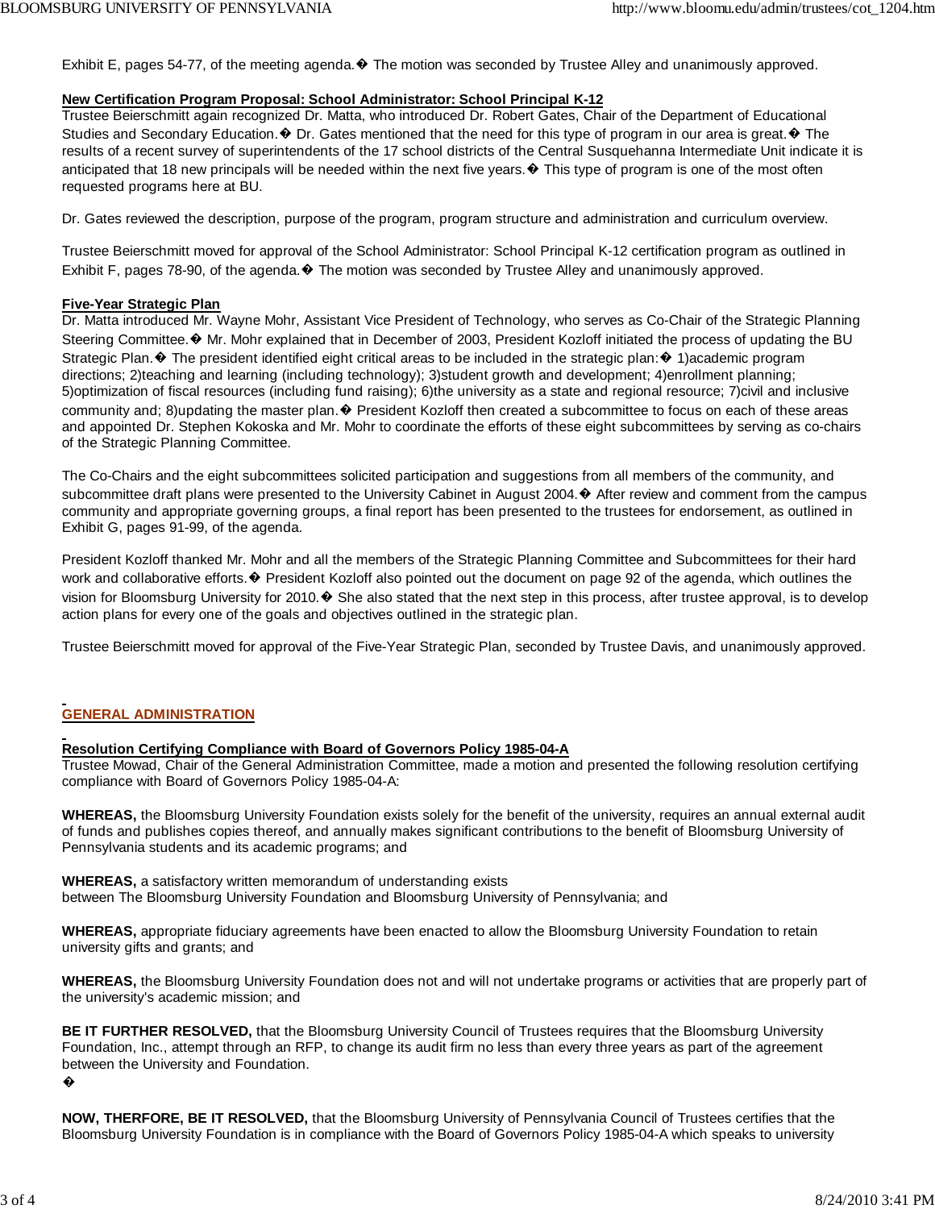Exhibit E, pages 54-77, of the meeting agenda.� The motion was seconded by Trustee Alley and unanimously approved.

**New Certification Program Proposal: School Administrator: School Principal K-12**

Trustee Beierschmitt again recognized Dr. Matta, who introduced Dr. Robert Gates, Chair of the Department of Educational Studies and Secondary Education.� Dr. Gates mentioned that the need for this type of program in our area is great.� The results of a recent survey of superintendents of the 17 school districts of the Central Susquehanna Intermediate Unit indicate it is anticipated that 18 new principals will be needed within the next five years.� This type of program is one of the most often requested programs here at BU.

Dr. Gates reviewed the description, purpose of the program, program structure and administration and curriculum overview.

Trustee Beierschmitt moved for approval of the School Administrator: School Principal K-12 certification program as outlined in Exhibit F, pages 78-90, of the agenda.� The motion was seconded by Trustee Alley and unanimously approved.

**Five-Year Strategic Plan**

Dr. Matta introduced Mr. Wayne Mohr, Assistant Vice President of Technology, who serves as Co-Chair of the Strategic Planning Steering Committee.� Mr. Mohr explained that in December of 2003, President Kozloff initiated the process of updating the BU Strategic Plan.� The president identified eight critical areas to be included in the strategic plan:� 1)academic program directions; 2)teaching and learning (including technology); 3)student growth and development; 4)enrollment planning; 5)optimization of fiscal resources (including fund raising); 6)the university as a state and regional resource; 7)civil and inclusive community and; 8)updating the master plan.� President Kozloff then created a subcommittee to focus on each of these areas and appointed Dr. Stephen Kokoska and Mr. Mohr to coordinate the efforts of these eight subcommittees by serving as co-chairs of the Strategic Planning Committee.

The Co-Chairs and the eight subcommittees solicited participation and suggestions from all members of the community, and subcommittee draft plans were presented to the University Cabinet in August 2004.� After review and comment from the campus community and appropriate governing groups, a final report has been presented to the trustees for endorsement, as outlined in Exhibit G, pages 91-99, of the agenda.

President Kozloff thanked Mr. Mohr and all the members of the Strategic Planning Committee and Subcommittees for their hard work and collaborative efforts.� President Kozloff also pointed out the document on page 92 of the agenda, which outlines the vision for Bloomsburg University for 2010.� She also stated that the next step in this process, after trustee approval, is to develop action plans for every one of the goals and objectives outlined in the strategic plan.

Trustee Beierschmitt moved for approval of the Five-Year Strategic Plan, seconded by Trustee Davis, and unanimously approved.

## GENERAL ADMINISTRATION

**Resolution Certifying Compliance with Board of Governors Policy 1985-04-A**

Trustee Mowad, Chair of the General Administration Committee, made a motion and presented the following resolution certifying compliance with Board of Governors Policy 1985-04-A:

**WHEREAS,** the Bloomsburg University Foundation exists solely for the benefit of the university, requires an annual external audit of funds and publishes copies thereof, and annually makes significant contributions to the benefit of Bloomsburg University of Pennsylvania students and its academic programs; and

**WHEREAS,** a satisfactory written memorandum of understanding exists between The Bloomsburg University Foundation and Bloomsburg University of Pennsylvania; and

**WHEREAS,** appropriate fiduciary agreements have been enacted to allow the Bloomsburg University Foundation to retain university gifts and grants; and

**WHEREAS,** the Bloomsburg University Foundation does not and will not undertake programs or activities that are properly part of the university's academic mission; and

**BE IT FURTHER RESOLVED,** that the Bloomsburg University Council of Trustees requires that the Bloomsburg University Foundation, Inc., attempt through an RFP, to change its audit firm no less than every three years as part of the agreement between the University and Foundation.

�

**NOW, THERFORE, BE IT RESOLVED,** that the Bloomsburg University of Pennsylvania Council of Trustees certifies that the Bloomsburg University Foundation is in compliance with the Board of Governors Policy 1985-04-A which speaks to university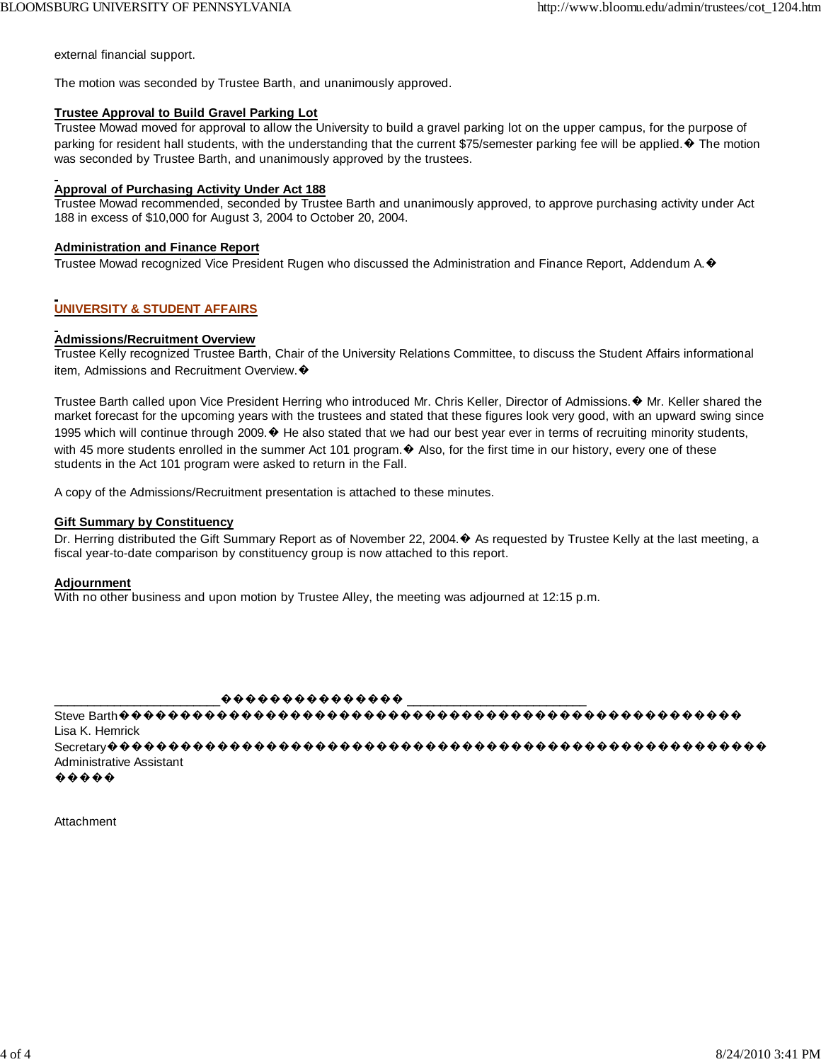external financial support.

The motion was seconded by Trustee Barth, and unanimously approved.

**Trustee Approval to Build Gravel Parking Lot**

Trustee Mowad moved for approval to allow the University to build a gravel parking lot on the upper campus, for the purpose of parking for resident hall students, with the understanding that the current $75/semester parking fee will be applied.� The motion was seconded by Trustee Barth, and unanimously approved by the trustees.

**Approval of Purchasing Activity Under Act 188**

Trustee Mowad recommended, seconded by Trustee Barth and unanimously approved, to approve purchasing activity under Act 188 in excess of $10,000 for August 3, 2004 to October 20, 2004.

**Administration and Finance Report**

Trustee Mowad recognized Vice President Rugen who discussed the Administration and Finance Report, Addendum A.�

## UNIVERSITY & STUDENT AFFAIRS

**Admissions/Recruitment Overview**

Trustee Kelly recognized Trustee Barth, Chair of the University Relations Committee, to discuss the Student Affairs informational item, Admissions and Recruitment Overview.�

Trustee Barth called upon Vice President Herring who introduced Mr. Chris Keller, Director of Admissions.� Mr. Keller shared the market forecast for the upcoming years with the trustees and stated that these figures look very good, with an upward swing since 1995 which will continue through 2009.� He also stated that we had our best year ever in terms of recruiting minority students, with 45 more students enrolled in the summer Act 101 program.� Also, for the first time in our history, every one of these students in the Act 101 program were asked to return in the Fall.

A copy of the Admissions/Recruitment presentation is attached to these minutes.

**Gift Summary by Constituency**

Dr. Herring distributed the Gift Summary Report as of November 22, 2004.� As requested by Trustee Kelly at the last meeting, a fiscal year-to-date comparison by constituency group is now attached to this report.

**Adjournment**

With no other business and upon motion by Trustee Alley, the meeting was adjourned at 12:15 p.m.

________________________ ________________________

Steve Barth
Lisa K. Hemrick
Secretary
Administrative Assistant

Attachment